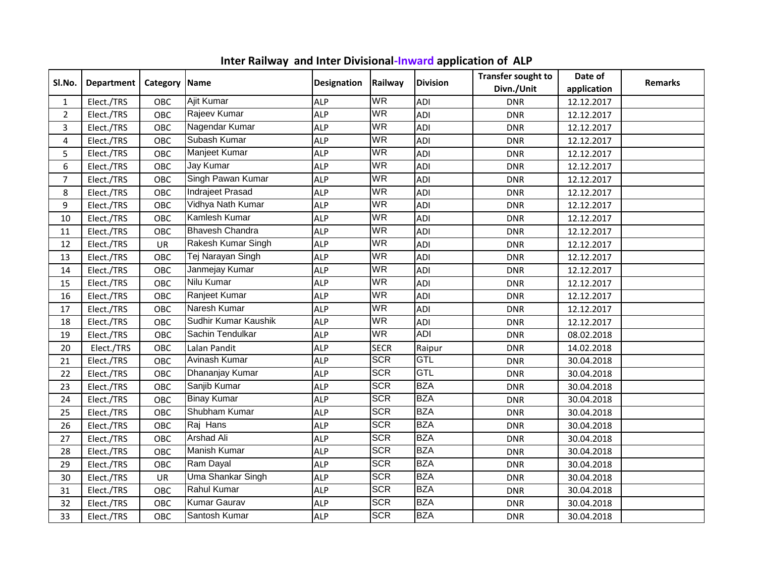# Inter Railway and Inter Divisional-Inward application of ALP

| Sl.No. | Department | Category | Name | Designation | Railway | Division | Transfer sought to Divn./Unit | Date of application | Remarks |
|---|---|---|---|---|---|---|---|---|---|
| 1 | Elect./TRS | OBC | Ajit Kumar | ALP | WR | ADI | DNR | 12.12.2017 | |
| 2 | Elect./TRS | OBC | Rajeev Kumar | ALP | WR | ADI | DNR | 12.12.2017 | |
| 3 | Elect./TRS | OBC | Nagendar Kumar | ALP | WR | ADI | DNR | 12.12.2017 | |
| 4 | Elect./TRS | OBC | Subash Kumar | ALP | WR | ADI | DNR | 12.12.2017 | |
| 5 | Elect./TRS | OBC | Manjeet Kumar | ALP | WR | ADI | DNR | 12.12.2017 | |
| 6 | Elect./TRS | OBC | Jay Kumar | ALP | WR | ADI | DNR | 12.12.2017 | |
| 7 | Elect./TRS | OBC | Singh Pawan Kumar | ALP | WR | ADI | DNR | 12.12.2017 | |
| 8 | Elect./TRS | OBC | Indrajeet Prasad | ALP | WR | ADI | DNR | 12.12.2017 | |
| 9 | Elect./TRS | OBC | Vidhya Nath Kumar | ALP | WR | ADI | DNR | 12.12.2017 | |
| 10 | Elect./TRS | OBC | Kamlesh Kumar | ALP | WR | ADI | DNR | 12.12.2017 | |
| 11 | Elect./TRS | OBC | Bhavesh Chandra | ALP | WR | ADI | DNR | 12.12.2017 | |
| 12 | Elect./TRS | UR | Rakesh Kumar Singh | ALP | WR | ADI | DNR | 12.12.2017 | |
| 13 | Elect./TRS | OBC | Tej Narayan Singh | ALP | WR | ADI | DNR | 12.12.2017 | |
| 14 | Elect./TRS | OBC | Janmejay Kumar | ALP | WR | ADI | DNR | 12.12.2017 | |
| 15 | Elect./TRS | OBC | Nilu Kumar | ALP | WR | ADI | DNR | 12.12.2017 | |
| 16 | Elect./TRS | OBC | Ranjeet Kumar | ALP | WR | ADI | DNR | 12.12.2017 | |
| 17 | Elect./TRS | OBC | Naresh Kumar | ALP | WR | ADI | DNR | 12.12.2017 | |
| 18 | Elect./TRS | OBC | Sudhir Kumar Kaushik | ALP | WR | ADI | DNR | 12.12.2017 | |
| 19 | Elect./TRS | OBC | Sachin Tendulkar | ALP | WR | ADI | DNR | 08.02.2018 | |
| 20 | Elect./TRS | OBC | Lalan Pandit | ALP | SECR | Raipur | DNR | 14.02.2018 | |
| 21 | Elect./TRS | OBC | Avinash Kumar | ALP | SCR | GTL | DNR | 30.04.2018 | |
| 22 | Elect./TRS | OBC | Dhananjay Kumar | ALP | SCR | GTL | DNR | 30.04.2018 | |
| 23 | Elect./TRS | OBC | Sanjib Kumar | ALP | SCR | BZA | DNR | 30.04.2018 | |
| 24 | Elect./TRS | OBC | Binay Kumar | ALP | SCR | BZA | DNR | 30.04.2018 | |
| 25 | Elect./TRS | OBC | Shubham Kumar | ALP | SCR | BZA | DNR | 30.04.2018 | |
| 26 | Elect./TRS | OBC | Raj Hans | ALP | SCR | BZA | DNR | 30.04.2018 | |
| 27 | Elect./TRS | OBC | Arshad Ali | ALP | SCR | BZA | DNR | 30.04.2018 | |
| 28 | Elect./TRS | OBC | Manish Kumar | ALP | SCR | BZA | DNR | 30.04.2018 | |
| 29 | Elect./TRS | OBC | Ram Dayal | ALP | SCR | BZA | DNR | 30.04.2018 | |
| 30 | Elect./TRS | UR | Uma Shankar Singh | ALP | SCR | BZA | DNR | 30.04.2018 | |
| 31 | Elect./TRS | OBC | Rahul Kumar | ALP | SCR | BZA | DNR | 30.04.2018 | |
| 32 | Elect./TRS | OBC | Kumar Gaurav | ALP | SCR | BZA | DNR | 30.04.2018 | |
| 33 | Elect./TRS | OBC | Santosh Kumar | ALP | SCR | BZA | DNR | 30.04.2018 | |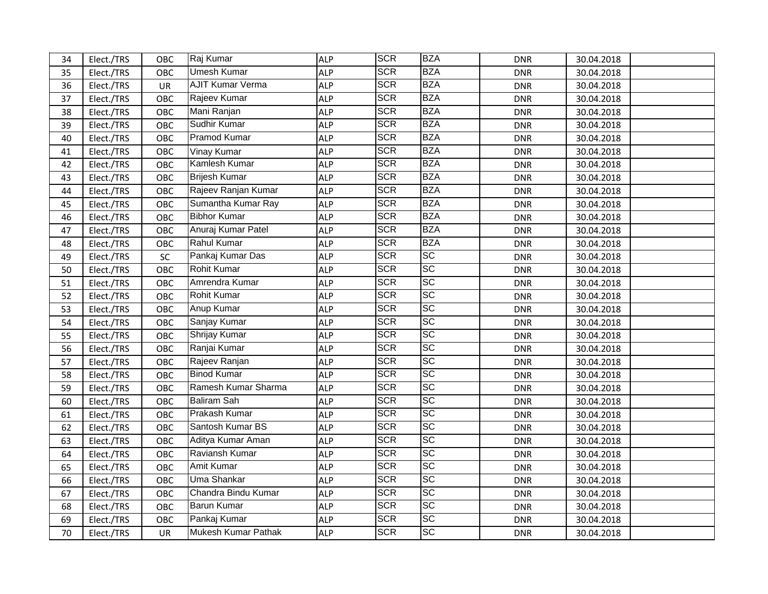| 34 | Elect./TRS | OBC | Raj Kumar | ALP | SCR | BZA | DNR | 30.04.2018 | |
|---|---|---|---|---|---|---|---|---|---|
| 35 | Elect./TRS | OBC | Umesh Kumar | ALP | SCR | BZA | DNR | 30.04.2018 | |
| 36 | Elect./TRS | UR | AJIT Kumar Verma | ALP | SCR | BZA | DNR | 30.04.2018 | |
| 37 | Elect./TRS | OBC | Rajeev Kumar | ALP | SCR | BZA | DNR | 30.04.2018 | |
| 38 | Elect./TRS | OBC | Mani Ranjan | ALP | SCR | BZA | DNR | 30.04.2018 | |
| 39 | Elect./TRS | OBC | Sudhir Kumar | ALP | SCR | BZA | DNR | 30.04.2018 | |
| 40 | Elect./TRS | OBC | Pramod Kumar | ALP | SCR | BZA | DNR | 30.04.2018 | |
| 41 | Elect./TRS | OBC | Vinay Kumar | ALP | SCR | BZA | DNR | 30.04.2018 | |
| 42 | Elect./TRS | OBC | Kamlesh Kumar | ALP | SCR | BZA | DNR | 30.04.2018 | |
| 43 | Elect./TRS | OBC | Brijesh Kumar | ALP | SCR | BZA | DNR | 30.04.2018 | |
| 44 | Elect./TRS | OBC | Rajeev Ranjan Kumar | ALP | SCR | BZA | DNR | 30.04.2018 | |
| 45 | Elect./TRS | OBC | Sumantha Kumar Ray | ALP | SCR | BZA | DNR | 30.04.2018 | |
| 46 | Elect./TRS | OBC | Bibhor Kumar | ALP | SCR | BZA | DNR | 30.04.2018 | |
| 47 | Elect./TRS | OBC | Anuraj Kumar Patel | ALP | SCR | BZA | DNR | 30.04.2018 | |
| 48 | Elect./TRS | OBC | Rahul Kumar | ALP | SCR | BZA | DNR | 30.04.2018 | |
| 49 | Elect./TRS | SC | Pankaj Kumar Das | ALP | SCR | SC | DNR | 30.04.2018 | |
| 50 | Elect./TRS | OBC | Rohit Kumar | ALP | SCR | SC | DNR | 30.04.2018 | |
| 51 | Elect./TRS | OBC | Amrendra Kumar | ALP | SCR | SC | DNR | 30.04.2018 | |
| 52 | Elect./TRS | OBC | Rohit Kumar | ALP | SCR | SC | DNR | 30.04.2018 | |
| 53 | Elect./TRS | OBC | Anup Kumar | ALP | SCR | SC | DNR | 30.04.2018 | |
| 54 | Elect./TRS | OBC | Sanjay Kumar | ALP | SCR | SC | DNR | 30.04.2018 | |
| 55 | Elect./TRS | OBC | Shrijay Kumar | ALP | SCR | SC | DNR | 30.04.2018 | |
| 56 | Elect./TRS | OBC | Ranjai Kumar | ALP | SCR | SC | DNR | 30.04.2018 | |
| 57 | Elect./TRS | OBC | Rajeev Ranjan | ALP | SCR | SC | DNR | 30.04.2018 | |
| 58 | Elect./TRS | OBC | Binod Kumar | ALP | SCR | SC | DNR | 30.04.2018 | |
| 59 | Elect./TRS | OBC | Ramesh Kumar Sharma | ALP | SCR | SC | DNR | 30.04.2018 | |
| 60 | Elect./TRS | OBC | Baliram Sah | ALP | SCR | SC | DNR | 30.04.2018 | |
| 61 | Elect./TRS | OBC | Prakash Kumar | ALP | SCR | SC | DNR | 30.04.2018 | |
| 62 | Elect./TRS | OBC | Santosh Kumar BS | ALP | SCR | SC | DNR | 30.04.2018 | |
| 63 | Elect./TRS | OBC | Aditya Kumar Aman | ALP | SCR | SC | DNR | 30.04.2018 | |
| 64 | Elect./TRS | OBC | Raviansh Kumar | ALP | SCR | SC | DNR | 30.04.2018 | |
| 65 | Elect./TRS | OBC | Amit Kumar | ALP | SCR | SC | DNR | 30.04.2018 | |
| 66 | Elect./TRS | OBC | Uma Shankar | ALP | SCR | SC | DNR | 30.04.2018 | |
| 67 | Elect./TRS | OBC | Chandra Bindu Kumar | ALP | SCR | SC | DNR | 30.04.2018 | |
| 68 | Elect./TRS | OBC | Barun Kumar | ALP | SCR | SC | DNR | 30.04.2018 | |
| 69 | Elect./TRS | OBC | Pankaj Kumar | ALP | SCR | SC | DNR | 30.04.2018 | |
| 70 | Elect./TRS | UR | Mukesh Kumar Pathak | ALP | SCR | SC | DNR | 30.04.2018 | |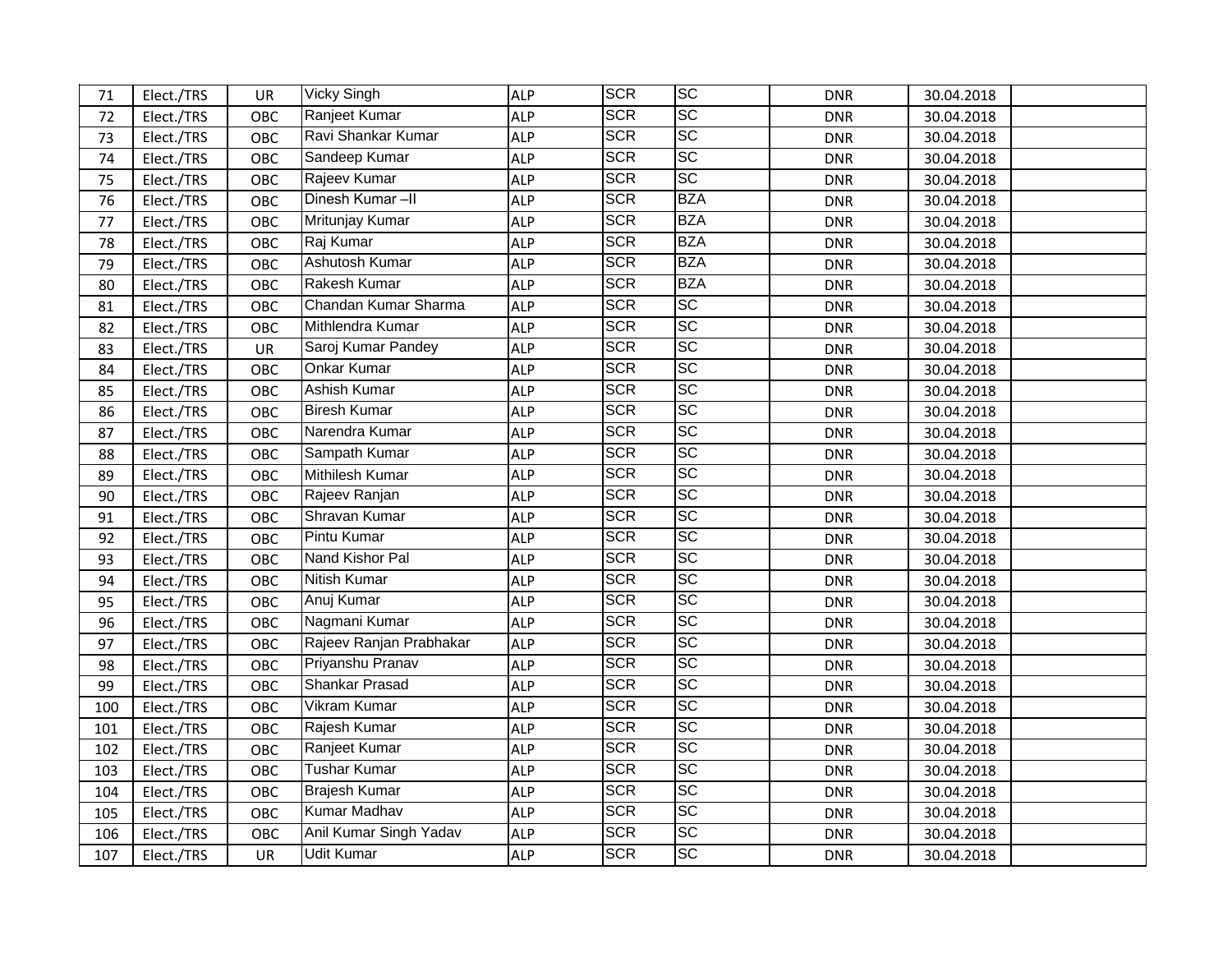| | | | | | | | | | |
|---|---|---|---|---|---|---|---|---|---|
| 71 | Elect./TRS | UR | Vicky Singh | ALP | SCR | SC | DNR | 30.04.2018 | |
| 72 | Elect./TRS | OBC | Ranjeet Kumar | ALP | SCR | SC | DNR | 30.04.2018 | |
| 73 | Elect./TRS | OBC | Ravi Shankar Kumar | ALP | SCR | SC | DNR | 30.04.2018 | |
| 74 | Elect./TRS | OBC | Sandeep Kumar | ALP | SCR | SC | DNR | 30.04.2018 | |
| 75 | Elect./TRS | OBC | Rajeev Kumar | ALP | SCR | SC | DNR | 30.04.2018 | |
| 76 | Elect./TRS | OBC | Dinesh Kumar –II | ALP | SCR | BZA | DNR | 30.04.2018 | |
| 77 | Elect./TRS | OBC | Mritunjay Kumar | ALP | SCR | BZA | DNR | 30.04.2018 | |
| 78 | Elect./TRS | OBC | Raj Kumar | ALP | SCR | BZA | DNR | 30.04.2018 | |
| 79 | Elect./TRS | OBC | Ashutosh Kumar | ALP | SCR | BZA | DNR | 30.04.2018 | |
| 80 | Elect./TRS | OBC | Rakesh Kumar | ALP | SCR | BZA | DNR | 30.04.2018 | |
| 81 | Elect./TRS | OBC | Chandan Kumar Sharma | ALP | SCR | SC | DNR | 30.04.2018 | |
| 82 | Elect./TRS | OBC | Mithlendra Kumar | ALP | SCR | SC | DNR | 30.04.2018 | |
| 83 | Elect./TRS | UR | Saroj Kumar Pandey | ALP | SCR | SC | DNR | 30.04.2018 | |
| 84 | Elect./TRS | OBC | Onkar Kumar | ALP | SCR | SC | DNR | 30.04.2018 | |
| 85 | Elect./TRS | OBC | Ashish Kumar | ALP | SCR | SC | DNR | 30.04.2018 | |
| 86 | Elect./TRS | OBC | Biresh Kumar | ALP | SCR | SC | DNR | 30.04.2018 | |
| 87 | Elect./TRS | OBC | Narendra Kumar | ALP | SCR | SC | DNR | 30.04.2018 | |
| 88 | Elect./TRS | OBC | Sampath Kumar | ALP | SCR | SC | DNR | 30.04.2018 | |
| 89 | Elect./TRS | OBC | Mithilesh Kumar | ALP | SCR | SC | DNR | 30.04.2018 | |
| 90 | Elect./TRS | OBC | Rajeev Ranjan | ALP | SCR | SC | DNR | 30.04.2018 | |
| 91 | Elect./TRS | OBC | Shravan Kumar | ALP | SCR | SC | DNR | 30.04.2018 | |
| 92 | Elect./TRS | OBC | Pintu Kumar | ALP | SCR | SC | DNR | 30.04.2018 | |
| 93 | Elect./TRS | OBC | Nand Kishor Pal | ALP | SCR | SC | DNR | 30.04.2018 | |
| 94 | Elect./TRS | OBC | Nitish Kumar | ALP | SCR | SC | DNR | 30.04.2018 | |
| 95 | Elect./TRS | OBC | Anuj Kumar | ALP | SCR | SC | DNR | 30.04.2018 | |
| 96 | Elect./TRS | OBC | Nagmani Kumar | ALP | SCR | SC | DNR | 30.04.2018 | |
| 97 | Elect./TRS | OBC | Rajeev Ranjan Prabhakar | ALP | SCR | SC | DNR | 30.04.2018 | |
| 98 | Elect./TRS | OBC | Priyanshu Pranav | ALP | SCR | SC | DNR | 30.04.2018 | |
| 99 | Elect./TRS | OBC | Shankar Prasad | ALP | SCR | SC | DNR | 30.04.2018 | |
| 100 | Elect./TRS | OBC | Vikram Kumar | ALP | SCR | SC | DNR | 30.04.2018 | |
| 101 | Elect./TRS | OBC | Rajesh Kumar | ALP | SCR | SC | DNR | 30.04.2018 | |
| 102 | Elect./TRS | OBC | Ranjeet Kumar | ALP | SCR | SC | DNR | 30.04.2018 | |
| 103 | Elect./TRS | OBC | Tushar Kumar | ALP | SCR | SC | DNR | 30.04.2018 | |
| 104 | Elect./TRS | OBC | Brajesh Kumar | ALP | SCR | SC | DNR | 30.04.2018 | |
| 105 | Elect./TRS | OBC | Kumar Madhav | ALP | SCR | SC | DNR | 30.04.2018 | |
| 106 | Elect./TRS | OBC | Anil Kumar Singh Yadav | ALP | SCR | SC | DNR | 30.04.2018 | |
| 107 | Elect./TRS | UR | Udit Kumar | ALP | SCR | SC | DNR | 30.04.2018 | |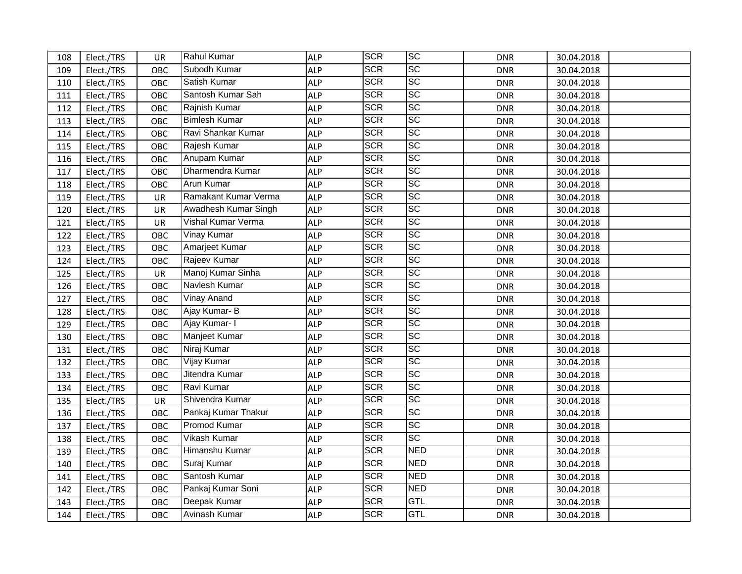| | | | | | | | | | |
|---|---|---|---|---|---|---|---|---|---|
| 108 | Elect./TRS | UR | Rahul Kumar | ALP | SCR | SC | DNR | 30.04.2018 | |
| 109 | Elect./TRS | OBC | Subodh Kumar | ALP | SCR | SC | DNR | 30.04.2018 | |
| 110 | Elect./TRS | OBC | Satish Kumar | ALP | SCR | SC | DNR | 30.04.2018 | |
| 111 | Elect./TRS | OBC | Santosh Kumar Sah | ALP | SCR | SC | DNR | 30.04.2018 | |
| 112 | Elect./TRS | OBC | Rajnish Kumar | ALP | SCR | SC | DNR | 30.04.2018 | |
| 113 | Elect./TRS | OBC | Bimlesh Kumar | ALP | SCR | SC | DNR | 30.04.2018 | |
| 114 | Elect./TRS | OBC | Ravi Shankar Kumar | ALP | SCR | SC | DNR | 30.04.2018 | |
| 115 | Elect./TRS | OBC | Rajesh Kumar | ALP | SCR | SC | DNR | 30.04.2018 | |
| 116 | Elect./TRS | OBC | Anupam Kumar | ALP | SCR | SC | DNR | 30.04.2018 | |
| 117 | Elect./TRS | OBC | Dharmendra Kumar | ALP | SCR | SC | DNR | 30.04.2018 | |
| 118 | Elect./TRS | OBC | Arun Kumar | ALP | SCR | SC | DNR | 30.04.2018 | |
| 119 | Elect./TRS | UR | Ramakant Kumar Verma | ALP | SCR | SC | DNR | 30.04.2018 | |
| 120 | Elect./TRS | UR | Awadhesh Kumar Singh | ALP | SCR | SC | DNR | 30.04.2018 | |
| 121 | Elect./TRS | UR | Vishal Kumar Verma | ALP | SCR | SC | DNR | 30.04.2018 | |
| 122 | Elect./TRS | OBC | Vinay Kumar | ALP | SCR | SC | DNR | 30.04.2018 | |
| 123 | Elect./TRS | OBC | Amarjeet Kumar | ALP | SCR | SC | DNR | 30.04.2018 | |
| 124 | Elect./TRS | OBC | Rajeev Kumar | ALP | SCR | SC | DNR | 30.04.2018 | |
| 125 | Elect./TRS | UR | Manoj Kumar Sinha | ALP | SCR | SC | DNR | 30.04.2018 | |
| 126 | Elect./TRS | OBC | Navlesh Kumar | ALP | SCR | SC | DNR | 30.04.2018 | |
| 127 | Elect./TRS | OBC | Vinay Anand | ALP | SCR | SC | DNR | 30.04.2018 | |
| 128 | Elect./TRS | OBC | Ajay Kumar- B | ALP | SCR | SC | DNR | 30.04.2018 | |
| 129 | Elect./TRS | OBC | Ajay Kumar- I | ALP | SCR | SC | DNR | 30.04.2018 | |
| 130 | Elect./TRS | OBC | Manjeet Kumar | ALP | SCR | SC | DNR | 30.04.2018 | |
| 131 | Elect./TRS | OBC | Niraj Kumar | ALP | SCR | SC | DNR | 30.04.2018 | |
| 132 | Elect./TRS | OBC | Vijay Kumar | ALP | SCR | SC | DNR | 30.04.2018 | |
| 133 | Elect./TRS | OBC | Jitendra Kumar | ALP | SCR | SC | DNR | 30.04.2018 | |
| 134 | Elect./TRS | OBC | Ravi Kumar | ALP | SCR | SC | DNR | 30.04.2018 | |
| 135 | Elect./TRS | UR | Shivendra Kumar | ALP | SCR | SC | DNR | 30.04.2018 | |
| 136 | Elect./TRS | OBC | Pankaj Kumar Thakur | ALP | SCR | SC | DNR | 30.04.2018 | |
| 137 | Elect./TRS | OBC | Promod Kumar | ALP | SCR | SC | DNR | 30.04.2018 | |
| 138 | Elect./TRS | OBC | Vikash Kumar | ALP | SCR | SC | DNR | 30.04.2018 | |
| 139 | Elect./TRS | OBC | Himanshu Kumar | ALP | SCR | NED | DNR | 30.04.2018 | |
| 140 | Elect./TRS | OBC | Suraj Kumar | ALP | SCR | NED | DNR | 30.04.2018 | |
| 141 | Elect./TRS | OBC | Santosh Kumar | ALP | SCR | NED | DNR | 30.04.2018 | |
| 142 | Elect./TRS | OBC | Pankaj Kumar Soni | ALP | SCR | NED | DNR | 30.04.2018 | |
| 143 | Elect./TRS | OBC | Deepak Kumar | ALP | SCR | GTL | DNR | 30.04.2018 | |
| 144 | Elect./TRS | OBC | Avinash Kumar | ALP | SCR | GTL | DNR | 30.04.2018 | |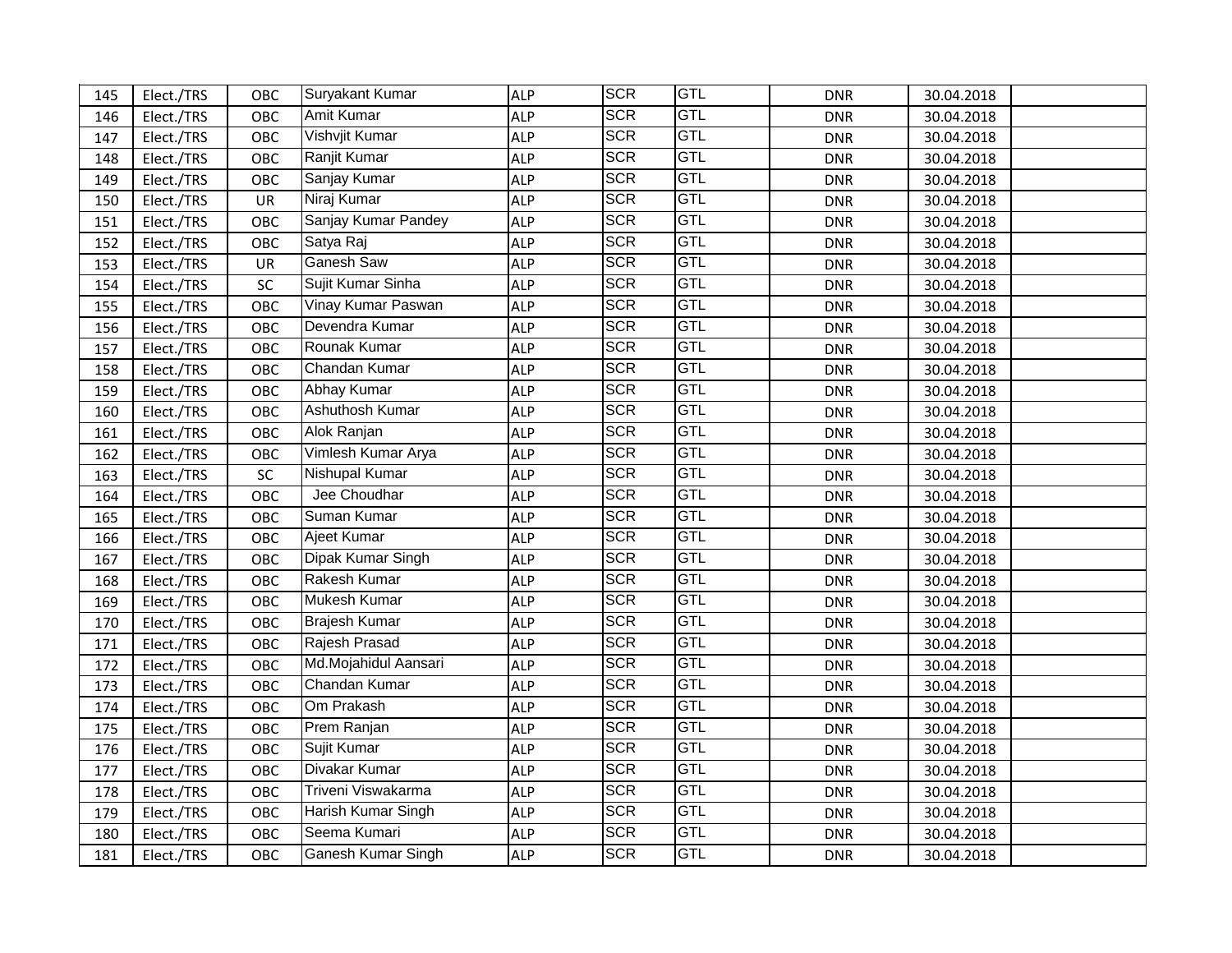| 145 | Elect./TRS | OBC | Suryakant Kumar | ALP | SCR | GTL | DNR | 30.04.2018 | |
|---|---|---|---|---|---|---|---|---|---|
| 146 | Elect./TRS | OBC | Amit Kumar | ALP | SCR | GTL | DNR | 30.04.2018 | |
| 147 | Elect./TRS | OBC | Vishvjit Kumar | ALP | SCR | GTL | DNR | 30.04.2018 | |
| 148 | Elect./TRS | OBC | Ranjit Kumar | ALP | SCR | GTL | DNR | 30.04.2018 | |
| 149 | Elect./TRS | OBC | Sanjay Kumar | ALP | SCR | GTL | DNR | 30.04.2018 | |
| 150 | Elect./TRS | UR | Niraj Kumar | ALP | SCR | GTL | DNR | 30.04.2018 | |
| 151 | Elect./TRS | OBC | Sanjay Kumar Pandey | ALP | SCR | GTL | DNR | 30.04.2018 | |
| 152 | Elect./TRS | OBC | Satya Raj | ALP | SCR | GTL | DNR | 30.04.2018 | |
| 153 | Elect./TRS | UR | Ganesh Saw | ALP | SCR | GTL | DNR | 30.04.2018 | |
| 154 | Elect./TRS | SC | Sujit Kumar Sinha | ALP | SCR | GTL | DNR | 30.04.2018 | |
| 155 | Elect./TRS | OBC | Vinay Kumar Paswan | ALP | SCR | GTL | DNR | 30.04.2018 | |
| 156 | Elect./TRS | OBC | Devendra Kumar | ALP | SCR | GTL | DNR | 30.04.2018 | |
| 157 | Elect./TRS | OBC | Rounak Kumar | ALP | SCR | GTL | DNR | 30.04.2018 | |
| 158 | Elect./TRS | OBC | Chandan Kumar | ALP | SCR | GTL | DNR | 30.04.2018 | |
| 159 | Elect./TRS | OBC | Abhay Kumar | ALP | SCR | GTL | DNR | 30.04.2018 | |
| 160 | Elect./TRS | OBC | Ashuthosh Kumar | ALP | SCR | GTL | DNR | 30.04.2018 | |
| 161 | Elect./TRS | OBC | Alok Ranjan | ALP | SCR | GTL | DNR | 30.04.2018 | |
| 162 | Elect./TRS | OBC | Vimlesh Kumar Arya | ALP | SCR | GTL | DNR | 30.04.2018 | |
| 163 | Elect./TRS | SC | Nishupal Kumar | ALP | SCR | GTL | DNR | 30.04.2018 | |
| 164 | Elect./TRS | OBC | Jee Choudhar | ALP | SCR | GTL | DNR | 30.04.2018 | |
| 165 | Elect./TRS | OBC | Suman Kumar | ALP | SCR | GTL | DNR | 30.04.2018 | |
| 166 | Elect./TRS | OBC | Ajeet Kumar | ALP | SCR | GTL | DNR | 30.04.2018 | |
| 167 | Elect./TRS | OBC | Dipak Kumar Singh | ALP | SCR | GTL | DNR | 30.04.2018 | |
| 168 | Elect./TRS | OBC | Rakesh Kumar | ALP | SCR | GTL | DNR | 30.04.2018 | |
| 169 | Elect./TRS | OBC | Mukesh Kumar | ALP | SCR | GTL | DNR | 30.04.2018 | |
| 170 | Elect./TRS | OBC | Brajesh Kumar | ALP | SCR | GTL | DNR | 30.04.2018 | |
| 171 | Elect./TRS | OBC | Rajesh Prasad | ALP | SCR | GTL | DNR | 30.04.2018 | |
| 172 | Elect./TRS | OBC | Md.Mojahidul Aansari | ALP | SCR | GTL | DNR | 30.04.2018 | |
| 173 | Elect./TRS | OBC | Chandan Kumar | ALP | SCR | GTL | DNR | 30.04.2018 | |
| 174 | Elect./TRS | OBC | Om Prakash | ALP | SCR | GTL | DNR | 30.04.2018 | |
| 175 | Elect./TRS | OBC | Prem Ranjan | ALP | SCR | GTL | DNR | 30.04.2018 | |
| 176 | Elect./TRS | OBC | Sujit Kumar | ALP | SCR | GTL | DNR | 30.04.2018 | |
| 177 | Elect./TRS | OBC | Divakar Kumar | ALP | SCR | GTL | DNR | 30.04.2018 | |
| 178 | Elect./TRS | OBC | Triveni Viswakarma | ALP | SCR | GTL | DNR | 30.04.2018 | |
| 179 | Elect./TRS | OBC | Harish Kumar Singh | ALP | SCR | GTL | DNR | 30.04.2018 | |
| 180 | Elect./TRS | OBC | Seema Kumari | ALP | SCR | GTL | DNR | 30.04.2018 | |
| 181 | Elect./TRS | OBC | Ganesh Kumar Singh | ALP | SCR | GTL | DNR | 30.04.2018 | |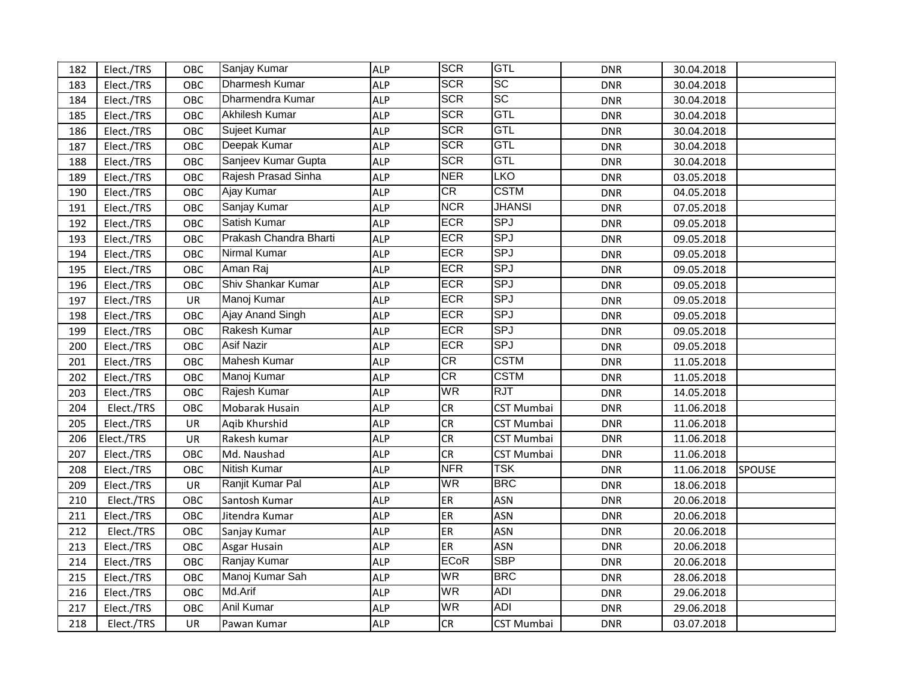| 182 | Elect./TRS | OBC | Sanjay Kumar | ALP | SCR | GTL | DNR | 30.04.2018 | |
|---|---|---|---|---|---|---|---|---|---|
| 183 | Elect./TRS | OBC | Dharmesh Kumar | ALP | SCR | SC | DNR | 30.04.2018 | |
| 184 | Elect./TRS | OBC | Dharmendra Kumar | ALP | SCR | SC | DNR | 30.04.2018 | |
| 185 | Elect./TRS | OBC | Akhilesh Kumar | ALP | SCR | GTL | DNR | 30.04.2018 | |
| 186 | Elect./TRS | OBC | Sujeet Kumar | ALP | SCR | GTL | DNR | 30.04.2018 | |
| 187 | Elect./TRS | OBC | Deepak Kumar | ALP | SCR | GTL | DNR | 30.04.2018 | |
| 188 | Elect./TRS | OBC | Sanjeev Kumar Gupta | ALP | SCR | GTL | DNR | 30.04.2018 | |
| 189 | Elect./TRS | OBC | Rajesh Prasad Sinha | ALP | NER | LKO | DNR | 03.05.2018 | |
| 190 | Elect./TRS | OBC | Ajay Kumar | ALP | CR | CSTM | DNR | 04.05.2018 | |
| 191 | Elect./TRS | OBC | Sanjay Kumar | ALP | NCR | JHANSI | DNR | 07.05.2018 | |
| 192 | Elect./TRS | OBC | Satish Kumar | ALP | ECR | SPJ | DNR | 09.05.2018 | |
| 193 | Elect./TRS | OBC | Prakash Chandra Bharti | ALP | ECR | SPJ | DNR | 09.05.2018 | |
| 194 | Elect./TRS | OBC | Nirmal Kumar | ALP | ECR | SPJ | DNR | 09.05.2018 | |
| 195 | Elect./TRS | OBC | Aman Raj | ALP | ECR | SPJ | DNR | 09.05.2018 | |
| 196 | Elect./TRS | OBC | Shiv Shankar Kumar | ALP | ECR | SPJ | DNR | 09.05.2018 | |
| 197 | Elect./TRS | UR | Manoj Kumar | ALP | ECR | SPJ | DNR | 09.05.2018 | |
| 198 | Elect./TRS | OBC | Ajay Anand Singh | ALP | ECR | SPJ | DNR | 09.05.2018 | |
| 199 | Elect./TRS | OBC | Rakesh Kumar | ALP | ECR | SPJ | DNR | 09.05.2018 | |
| 200 | Elect./TRS | OBC | Asif Nazir | ALP | ECR | SPJ | DNR | 09.05.2018 | |
| 201 | Elect./TRS | OBC | Mahesh Kumar | ALP | CR | CSTM | DNR | 11.05.2018 | |
| 202 | Elect./TRS | OBC | Manoj Kumar | ALP | CR | CSTM | DNR | 11.05.2018 | |
| 203 | Elect./TRS | OBC | Rajesh Kumar | ALP | WR | RJT | DNR | 14.05.2018 | |
| 204 | Elect./TRS | OBC | Mobarak Husain | ALP | CR | CST Mumbai | DNR | 11.06.2018 | |
| 205 | Elect./TRS | UR | Aqib Khurshid | ALP | CR | CST Mumbai | DNR | 11.06.2018 | |
| 206 | Elect./TRS | UR | Rakesh kumar | ALP | CR | CST Mumbai | DNR | 11.06.2018 | |
| 207 | Elect./TRS | OBC | Md. Naushad | ALP | CR | CST Mumbai | DNR | 11.06.2018 | |
| 208 | Elect./TRS | OBC | Nitish Kumar | ALP | NFR | TSK | DNR | 11.06.2018 | SPOUSE |
| 209 | Elect./TRS | UR | Ranjit Kumar Pal | ALP | WR | BRC | DNR | 18.06.2018 | |
| 210 | Elect./TRS | OBC | Santosh Kumar | ALP | ER | ASN | DNR | 20.06.2018 | |
| 211 | Elect./TRS | OBC | Jitendra Kumar | ALP | ER | ASN | DNR | 20.06.2018 | |
| 212 | Elect./TRS | OBC | Sanjay Kumar | ALP | ER | ASN | DNR | 20.06.2018 | |
| 213 | Elect./TRS | OBC | Asgar Husain | ALP | ER | ASN | DNR | 20.06.2018 | |
| 214 | Elect./TRS | OBC | Ranjay Kumar | ALP | ECoR | SBP | DNR | 20.06.2018 | |
| 215 | Elect./TRS | OBC | Manoj Kumar Sah | ALP | WR | BRC | DNR | 28.06.2018 | |
| 216 | Elect./TRS | OBC | Md.Arif | ALP | WR | ADI | DNR | 29.06.2018 | |
| 217 | Elect./TRS | OBC | Anil Kumar | ALP | WR | ADI | DNR | 29.06.2018 | |
| 218 | Elect./TRS | UR | Pawan Kumar | ALP | CR | CST Mumbai | DNR | 03.07.2018 | |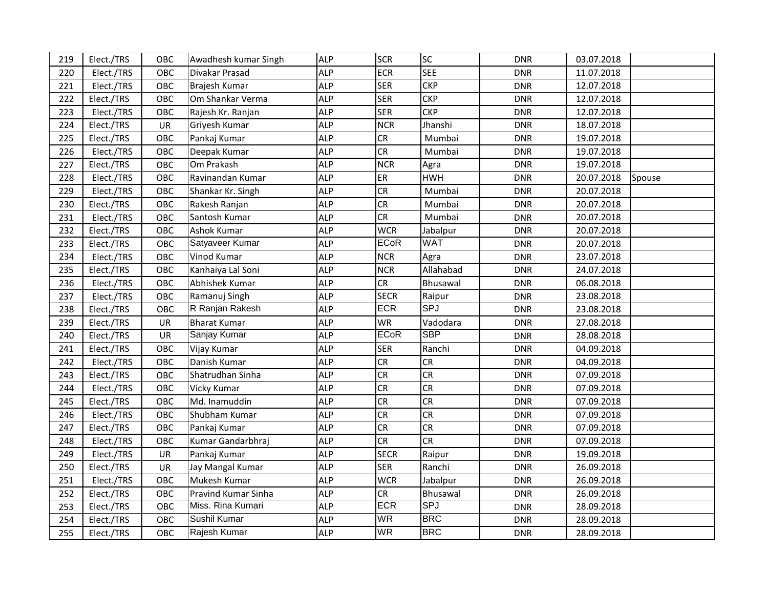| 219 | Elect./TRS | OBC | Awadhesh kumar Singh | ALP | SCR | SC | DNR | 03.07.2018 | |
|---|---|---|---|---|---|---|---|---|---|
| 220 | Elect./TRS | OBC | Divakar Prasad | ALP | ECR | SEE | DNR | 11.07.2018 | |
| 221 | Elect./TRS | OBC | Brajesh Kumar | ALP | SER | CKP | DNR | 12.07.2018 | |
| 222 | Elect./TRS | OBC | Om Shankar Verma | ALP | SER | CKP | DNR | 12.07.2018 | |
| 223 | Elect./TRS | OBC | Rajesh Kr. Ranjan | ALP | SER | CKP | DNR | 12.07.2018 | |
| 224 | Elect./TRS | UR | Griyesh Kumar | ALP | NCR | Jhanshi | DNR | 18.07.2018 | |
| 225 | Elect./TRS | OBC | Pankaj Kumar | ALP | CR | Mumbai | DNR | 19.07.2018 | |
| 226 | Elect./TRS | OBC | Deepak Kumar | ALP | CR | Mumbai | DNR | 19.07.2018 | |
| 227 | Elect./TRS | OBC | Om Prakash | ALP | NCR | Agra | DNR | 19.07.2018 | |
| 228 | Elect./TRS | OBC | Ravinandan Kumar | ALP | ER | HWH | DNR | 20.07.2018 | Spouse |
| 229 | Elect./TRS | OBC | Shankar Kr. Singh | ALP | CR | Mumbai | DNR | 20.07.2018 | |
| 230 | Elect./TRS | OBC | Rakesh Ranjan | ALP | CR | Mumbai | DNR | 20.07.2018 | |
| 231 | Elect./TRS | OBC | Santosh Kumar | ALP | CR | Mumbai | DNR | 20.07.2018 | |
| 232 | Elect./TRS | OBC | Ashok Kumar | ALP | WCR | Jabalpur | DNR | 20.07.2018 | |
| 233 | Elect./TRS | OBC | Satyaveer Kumar | ALP | ECoR | WAT | DNR | 20.07.2018 | |
| 234 | Elect./TRS | OBC | Vinod Kumar | ALP | NCR | Agra | DNR | 23.07.2018 | |
| 235 | Elect./TRS | OBC | Kanhaiya Lal Soni | ALP | NCR | Allahabad | DNR | 24.07.2018 | |
| 236 | Elect./TRS | OBC | Abhishek Kumar | ALP | CR | Bhusawal | DNR | 06.08.2018 | |
| 237 | Elect./TRS | OBC | Ramanuj Singh | ALP | SECR | Raipur | DNR | 23.08.2018 | |
| 238 | Elect./TRS | OBC | R Ranjan Rakesh | ALP | ECR | SPJ | DNR | 23.08.2018 | |
| 239 | Elect./TRS | UR | Bharat Kumar | ALP | WR | Vadodara | DNR | 27.08.2018 | |
| 240 | Elect./TRS | UR | Sanjay Kumar | ALP | ECoR | SBP | DNR | 28.08.2018 | |
| 241 | Elect./TRS | OBC | Vijay Kumar | ALP | SER | Ranchi | DNR | 04.09.2018 | |
| 242 | Elect./TRS | OBC | Danish Kumar | ALP | CR | CR | DNR | 04.09.2018 | |
| 243 | Elect./TRS | OBC | Shatrudhan Sinha | ALP | CR | CR | DNR | 07.09.2018 | |
| 244 | Elect./TRS | OBC | Vicky Kumar | ALP | CR | CR | DNR | 07.09.2018 | |
| 245 | Elect./TRS | OBC | Md. Inamuddin | ALP | CR | CR | DNR | 07.09.2018 | |
| 246 | Elect./TRS | OBC | Shubham Kumar | ALP | CR | CR | DNR | 07.09.2018 | |
| 247 | Elect./TRS | OBC | Pankaj Kumar | ALP | CR | CR | DNR | 07.09.2018 | |
| 248 | Elect./TRS | OBC | Kumar Gandarbhraj | ALP | CR | CR | DNR | 07.09.2018 | |
| 249 | Elect./TRS | UR | Pankaj Kumar | ALP | SECR | Raipur | DNR | 19.09.2018 | |
| 250 | Elect./TRS | UR | Jay Mangal Kumar | ALP | SER | Ranchi | DNR | 26.09.2018 | |
| 251 | Elect./TRS | OBC | Mukesh Kumar | ALP | WCR | Jabalpur | DNR | 26.09.2018 | |
| 252 | Elect./TRS | OBC | Pravind Kumar Sinha | ALP | CR | Bhusawal | DNR | 26.09.2018 | |
| 253 | Elect./TRS | OBC | Miss. Rina Kumari | ALP | ECR | SPJ | DNR | 28.09.2018 | |
| 254 | Elect./TRS | OBC | Sushil Kumar | ALP | WR | BRC | DNR | 28.09.2018 | |
| 255 | Elect./TRS | OBC | Rajesh Kumar | ALP | WR | BRC | DNR | 28.09.2018 | |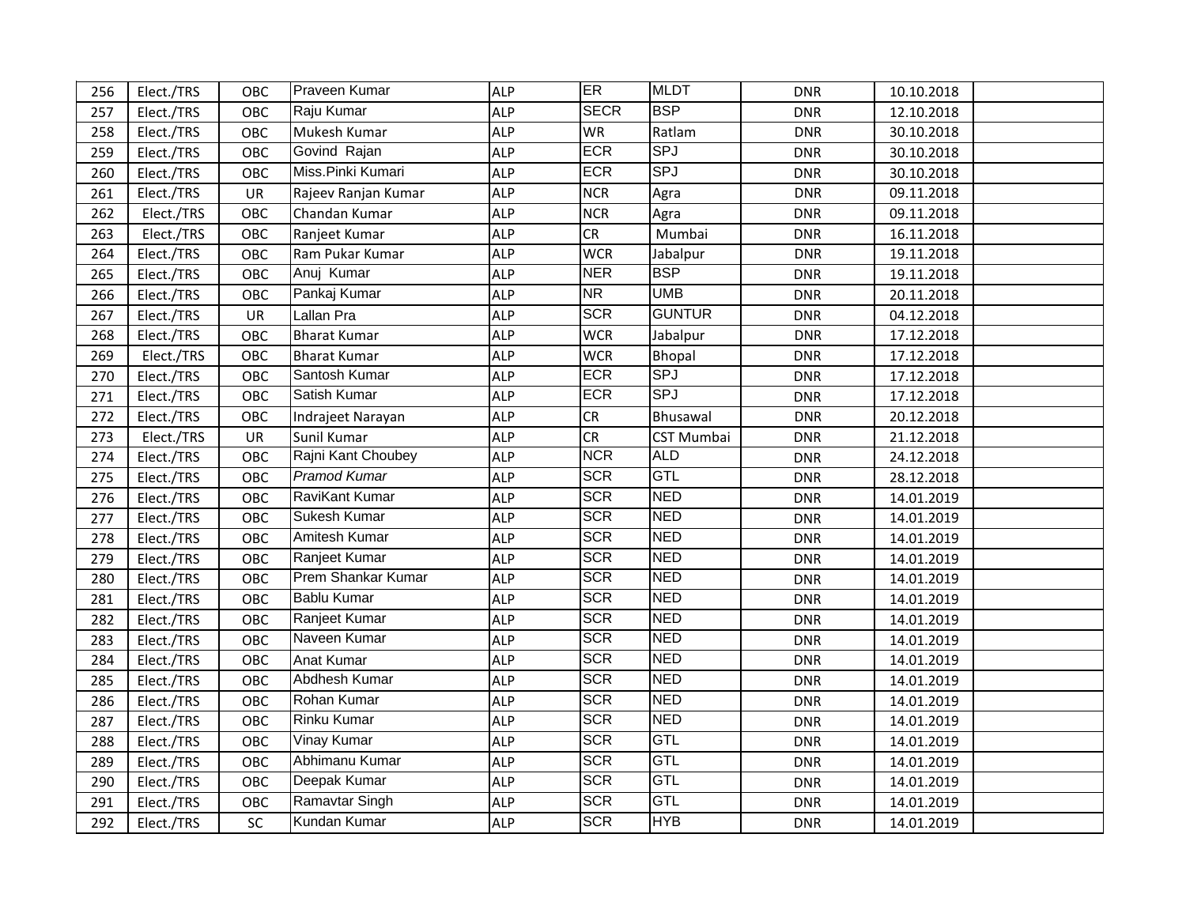| | | | | | | | | | |
|---|---|---|---|---|---|---|---|---|---|
| 256 | Elect./TRS | OBC | Praveen Kumar | ALP | ER | MLDT | DNR | 10.10.2018 | |
| 257 | Elect./TRS | OBC | Raju Kumar | ALP | SECR | BSP | DNR | 12.10.2018 | |
| 258 | Elect./TRS | OBC | Mukesh Kumar | ALP | WR | Ratlam | DNR | 30.10.2018 | |
| 259 | Elect./TRS | OBC | Govind Rajan | ALP | ECR | SPJ | DNR | 30.10.2018 | |
| 260 | Elect./TRS | OBC | Miss.Pinki Kumari | ALP | ECR | SPJ | DNR | 30.10.2018 | |
| 261 | Elect./TRS | UR | Rajeev Ranjan Kumar | ALP | NCR | Agra | DNR | 09.11.2018 | |
| 262 | Elect./TRS | OBC | Chandan Kumar | ALP | NCR | Agra | DNR | 09.11.2018 | |
| 263 | Elect./TRS | OBC | Ranjeet Kumar | ALP | CR | Mumbai | DNR | 16.11.2018 | |
| 264 | Elect./TRS | OBC | Ram Pukar Kumar | ALP | WCR | Jabalpur | DNR | 19.11.2018 | |
| 265 | Elect./TRS | OBC | Anuj Kumar | ALP | NER | BSP | DNR | 19.11.2018 | |
| 266 | Elect./TRS | OBC | Pankaj Kumar | ALP | NR | UMB | DNR | 20.11.2018 | |
| 267 | Elect./TRS | UR | Lallan Pra | ALP | SCR | GUNTUR | DNR | 04.12.2018 | |
| 268 | Elect./TRS | OBC | Bharat Kumar | ALP | WCR | Jabalpur | DNR | 17.12.2018 | |
| 269 | Elect./TRS | OBC | Bharat Kumar | ALP | WCR | Bhopal | DNR | 17.12.2018 | |
| 270 | Elect./TRS | OBC | Santosh Kumar | ALP | ECR | SPJ | DNR | 17.12.2018 | |
| 271 | Elect./TRS | OBC | Satish Kumar | ALP | ECR | SPJ | DNR | 17.12.2018 | |
| 272 | Elect./TRS | OBC | Indrajeet Narayan | ALP | CR | Bhusawal | DNR | 20.12.2018 | |
| 273 | Elect./TRS | UR | Sunil Kumar | ALP | CR | CST Mumbai | DNR | 21.12.2018 | |
| 274 | Elect./TRS | OBC | Rajni Kant Choubey | ALP | NCR | ALD | DNR | 24.12.2018 | |
| 275 | Elect./TRS | OBC | *Pramod Kumar* | ALP | SCR | GTL | DNR | 28.12.2018 | |
| 276 | Elect./TRS | OBC | RaviKant Kumar | ALP | SCR | NED | DNR | 14.01.2019 | |
| 277 | Elect./TRS | OBC | Sukesh Kumar | ALP | SCR | NED | DNR | 14.01.2019 | |
| 278 | Elect./TRS | OBC | Amitesh Kumar | ALP | SCR | NED | DNR | 14.01.2019 | |
| 279 | Elect./TRS | OBC | Ranjeet Kumar | ALP | SCR | NED | DNR | 14.01.2019 | |
| 280 | Elect./TRS | OBC | Prem Shankar Kumar | ALP | SCR | NED | DNR | 14.01.2019 | |
| 281 | Elect./TRS | OBC | Bablu Kumar | ALP | SCR | NED | DNR | 14.01.2019 | |
| 282 | Elect./TRS | OBC | Ranjeet Kumar | ALP | SCR | NED | DNR | 14.01.2019 | |
| 283 | Elect./TRS | OBC | Naveen Kumar | ALP | SCR | NED | DNR | 14.01.2019 | |
| 284 | Elect./TRS | OBC | Anat Kumar | ALP | SCR | NED | DNR | 14.01.2019 | |
| 285 | Elect./TRS | OBC | Abdhesh Kumar | ALP | SCR | NED | DNR | 14.01.2019 | |
| 286 | Elect./TRS | OBC | Rohan Kumar | ALP | SCR | NED | DNR | 14.01.2019 | |
| 287 | Elect./TRS | OBC | Rinku Kumar | ALP | SCR | NED | DNR | 14.01.2019 | |
| 288 | Elect./TRS | OBC | Vinay Kumar | ALP | SCR | GTL | DNR | 14.01.2019 | |
| 289 | Elect./TRS | OBC | Abhimanu Kumar | ALP | SCR | GTL | DNR | 14.01.2019 | |
| 290 | Elect./TRS | OBC | Deepak Kumar | ALP | SCR | GTL | DNR | 14.01.2019 | |
| 291 | Elect./TRS | OBC | Ramavtar Singh | ALP | SCR | GTL | DNR | 14.01.2019 | |
| 292 | Elect./TRS | SC | Kundan Kumar | ALP | SCR | HYB | DNR | 14.01.2019 | |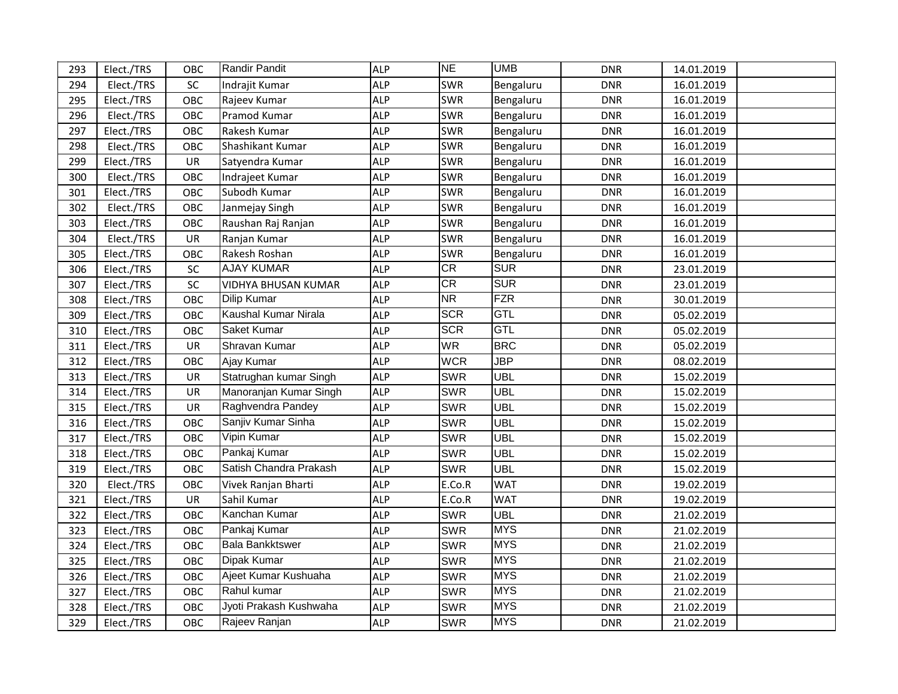| 293 | Elect./TRS | OBC | Randir Pandit | ALP | NE | UMB | DNR | 14.01.2019 | |
|---|---|---|---|---|---|---|---|---|---|
| 294 | Elect./TRS | SC | Indrajit Kumar | ALP | SWR | Bengaluru | DNR | 16.01.2019 | |
| 295 | Elect./TRS | OBC | Rajeev Kumar | ALP | SWR | Bengaluru | DNR | 16.01.2019 | |
| 296 | Elect./TRS | OBC | Pramod Kumar | ALP | SWR | Bengaluru | DNR | 16.01.2019 | |
| 297 | Elect./TRS | OBC | Rakesh Kumar | ALP | SWR | Bengaluru | DNR | 16.01.2019 | |
| 298 | Elect./TRS | OBC | Shashikant Kumar | ALP | SWR | Bengaluru | DNR | 16.01.2019 | |
| 299 | Elect./TRS | UR | Satyendra Kumar | ALP | SWR | Bengaluru | DNR | 16.01.2019 | |
| 300 | Elect./TRS | OBC | Indrajeet Kumar | ALP | SWR | Bengaluru | DNR | 16.01.2019 | |
| 301 | Elect./TRS | OBC | Subodh Kumar | ALP | SWR | Bengaluru | DNR | 16.01.2019 | |
| 302 | Elect./TRS | OBC | Janmejay Singh | ALP | SWR | Bengaluru | DNR | 16.01.2019 | |
| 303 | Elect./TRS | OBC | Raushan Raj Ranjan | ALP | SWR | Bengaluru | DNR | 16.01.2019 | |
| 304 | Elect./TRS | UR | Ranjan Kumar | ALP | SWR | Bengaluru | DNR | 16.01.2019 | |
| 305 | Elect./TRS | OBC | Rakesh Roshan | ALP | SWR | Bengaluru | DNR | 16.01.2019 | |
| 306 | Elect./TRS | SC | AJAY KUMAR | ALP | CR | SUR | DNR | 23.01.2019 | |
| 307 | Elect./TRS | SC | VIDHYA BHUSAN KUMAR | ALP | CR | SUR | DNR | 23.01.2019 | |
| 308 | Elect./TRS | OBC | Dilip Kumar | ALP | NR | FZR | DNR | 30.01.2019 | |
| 309 | Elect./TRS | OBC | Kaushal Kumar Nirala | ALP | SCR | GTL | DNR | 05.02.2019 | |
| 310 | Elect./TRS | OBC | Saket Kumar | ALP | SCR | GTL | DNR | 05.02.2019 | |
| 311 | Elect./TRS | UR | Shravan Kumar | ALP | WR | BRC | DNR | 05.02.2019 | |
| 312 | Elect./TRS | OBC | Ajay Kumar | ALP | WCR | JBP | DNR | 08.02.2019 | |
| 313 | Elect./TRS | UR | Statrughan kumar Singh | ALP | SWR | UBL | DNR | 15.02.2019 | |
| 314 | Elect./TRS | UR | Manoranjan Kumar Singh | ALP | SWR | UBL | DNR | 15.02.2019 | |
| 315 | Elect./TRS | UR | Raghvendra Pandey | ALP | SWR | UBL | DNR | 15.02.2019 | |
| 316 | Elect./TRS | OBC | Sanjiv Kumar Sinha | ALP | SWR | UBL | DNR | 15.02.2019 | |
| 317 | Elect./TRS | OBC | Vipin Kumar | ALP | SWR | UBL | DNR | 15.02.2019 | |
| 318 | Elect./TRS | OBC | Pankaj Kumar | ALP | SWR | UBL | DNR | 15.02.2019 | |
| 319 | Elect./TRS | OBC | Satish Chandra Prakash | ALP | SWR | UBL | DNR | 15.02.2019 | |
| 320 | Elect./TRS | OBC | Vivek Ranjan Bharti | ALP | E.Co.R | WAT | DNR | 19.02.2019 | |
| 321 | Elect./TRS | UR | Sahil Kumar | ALP | E.Co.R | WAT | DNR | 19.02.2019 | |
| 322 | Elect./TRS | OBC | Kanchan Kumar | ALP | SWR | UBL | DNR | 21.02.2019 | |
| 323 | Elect./TRS | OBC | Pankaj Kumar | ALP | SWR | MYS | DNR | 21.02.2019 | |
| 324 | Elect./TRS | OBC | Bala Bankktswer | ALP | SWR | MYS | DNR | 21.02.2019 | |
| 325 | Elect./TRS | OBC | Dipak Kumar | ALP | SWR | MYS | DNR | 21.02.2019 | |
| 326 | Elect./TRS | OBC | Ajeet Kumar Kushuaha | ALP | SWR | MYS | DNR | 21.02.2019 | |
| 327 | Elect./TRS | OBC | Rahul kumar | ALP | SWR | MYS | DNR | 21.02.2019 | |
| 328 | Elect./TRS | OBC | Jyoti Prakash Kushwaha | ALP | SWR | MYS | DNR | 21.02.2019 | |
| 329 | Elect./TRS | OBC | Rajeev Ranjan | ALP | SWR | MYS | DNR | 21.02.2019 | |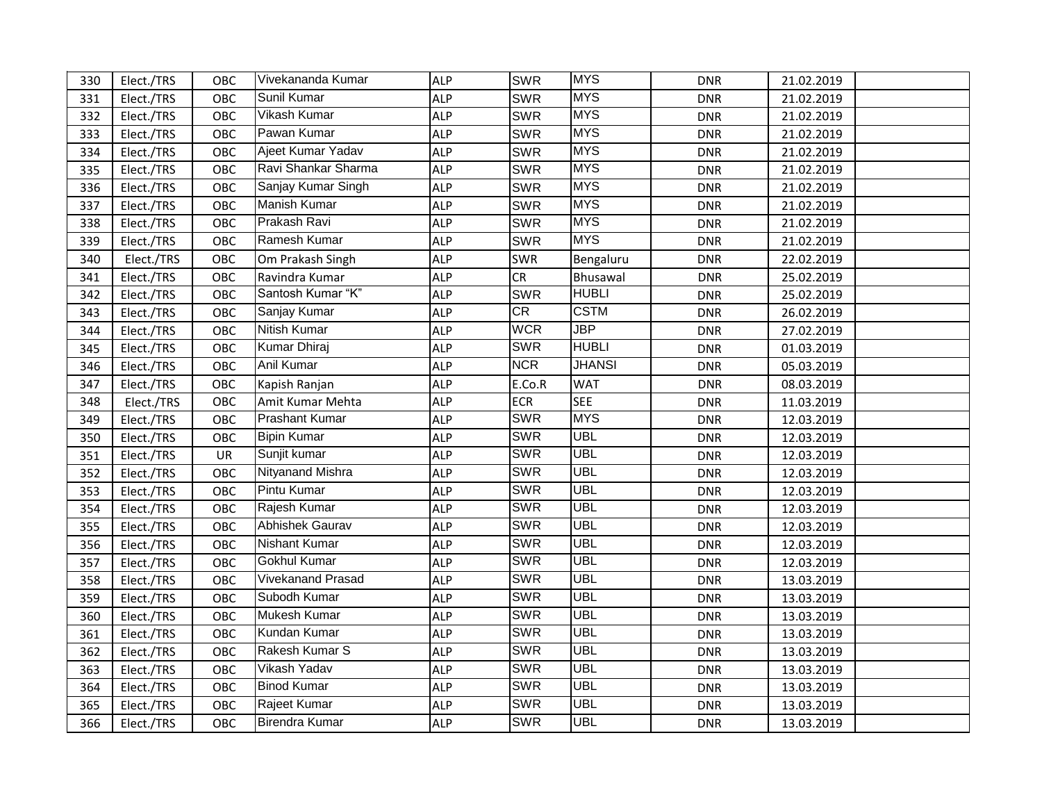| | | | | | | | | | |
|---|---|---|---|---|---|---|---|---|---|
| 330 | Elect./TRS | OBC | Vivekananda Kumar | ALP | SWR | MYS | DNR | 21.02.2019 | |
| 331 | Elect./TRS | OBC | Sunil Kumar | ALP | SWR | MYS | DNR | 21.02.2019 | |
| 332 | Elect./TRS | OBC | Vikash Kumar | ALP | SWR | MYS | DNR | 21.02.2019 | |
| 333 | Elect./TRS | OBC | Pawan Kumar | ALP | SWR | MYS | DNR | 21.02.2019 | |
| 334 | Elect./TRS | OBC | Ajeet Kumar Yadav | ALP | SWR | MYS | DNR | 21.02.2019 | |
| 335 | Elect./TRS | OBC | Ravi Shankar Sharma | ALP | SWR | MYS | DNR | 21.02.2019 | |
| 336 | Elect./TRS | OBC | Sanjay Kumar Singh | ALP | SWR | MYS | DNR | 21.02.2019 | |
| 337 | Elect./TRS | OBC | Manish Kumar | ALP | SWR | MYS | DNR | 21.02.2019 | |
| 338 | Elect./TRS | OBC | Prakash Ravi | ALP | SWR | MYS | DNR | 21.02.2019 | |
| 339 | Elect./TRS | OBC | Ramesh Kumar | ALP | SWR | MYS | DNR | 21.02.2019 | |
| 340 | Elect./TRS | OBC | Om Prakash Singh | ALP | SWR | Bengaluru | DNR | 22.02.2019 | |
| 341 | Elect./TRS | OBC | Ravindra Kumar | ALP | CR | Bhusawal | DNR | 25.02.2019 | |
| 342 | Elect./TRS | OBC | Santosh Kumar "K" | ALP | SWR | HUBLI | DNR | 25.02.2019 | |
| 343 | Elect./TRS | OBC | Sanjay Kumar | ALP | CR | CSTM | DNR | 26.02.2019 | |
| 344 | Elect./TRS | OBC | Nitish Kumar | ALP | WCR | JBP | DNR | 27.02.2019 | |
| 345 | Elect./TRS | OBC | Kumar Dhiraj | ALP | SWR | HUBLI | DNR | 01.03.2019 | |
| 346 | Elect./TRS | OBC | Anil Kumar | ALP | NCR | JHANSI | DNR | 05.03.2019 | |
| 347 | Elect./TRS | OBC | Kapish Ranjan | ALP | E.Co.R | WAT | DNR | 08.03.2019 | |
| 348 | Elect./TRS | OBC | Amit Kumar Mehta | ALP | ECR | SEE | DNR | 11.03.2019 | |
| 349 | Elect./TRS | OBC | Prashant Kumar | ALP | SWR | MYS | DNR | 12.03.2019 | |
| 350 | Elect./TRS | OBC | Bipin Kumar | ALP | SWR | UBL | DNR | 12.03.2019 | |
| 351 | Elect./TRS | UR | Sunjit kumar | ALP | SWR | UBL | DNR | 12.03.2019 | |
| 352 | Elect./TRS | OBC | Nityanand Mishra | ALP | SWR | UBL | DNR | 12.03.2019 | |
| 353 | Elect./TRS | OBC | Pintu Kumar | ALP | SWR | UBL | DNR | 12.03.2019 | |
| 354 | Elect./TRS | OBC | Rajesh Kumar | ALP | SWR | UBL | DNR | 12.03.2019 | |
| 355 | Elect./TRS | OBC | Abhishek Gaurav | ALP | SWR | UBL | DNR | 12.03.2019 | |
| 356 | Elect./TRS | OBC | Nishant Kumar | ALP | SWR | UBL | DNR | 12.03.2019 | |
| 357 | Elect./TRS | OBC | Gokhul Kumar | ALP | SWR | UBL | DNR | 12.03.2019 | |
| 358 | Elect./TRS | OBC | Vivekanand Prasad | ALP | SWR | UBL | DNR | 13.03.2019 | |
| 359 | Elect./TRS | OBC | Subodh Kumar | ALP | SWR | UBL | DNR | 13.03.2019 | |
| 360 | Elect./TRS | OBC | Mukesh Kumar | ALP | SWR | UBL | DNR | 13.03.2019 | |
| 361 | Elect./TRS | OBC | Kundan Kumar | ALP | SWR | UBL | DNR | 13.03.2019 | |
| 362 | Elect./TRS | OBC | Rakesh Kumar S | ALP | SWR | UBL | DNR | 13.03.2019 | |
| 363 | Elect./TRS | OBC | Vikash Yadav | ALP | SWR | UBL | DNR | 13.03.2019 | |
| 364 | Elect./TRS | OBC | Binod Kumar | ALP | SWR | UBL | DNR | 13.03.2019 | |
| 365 | Elect./TRS | OBC | Rajeet Kumar | ALP | SWR | UBL | DNR | 13.03.2019 | |
| 366 | Elect./TRS | OBC | Birendra Kumar | ALP | SWR | UBL | DNR | 13.03.2019 | |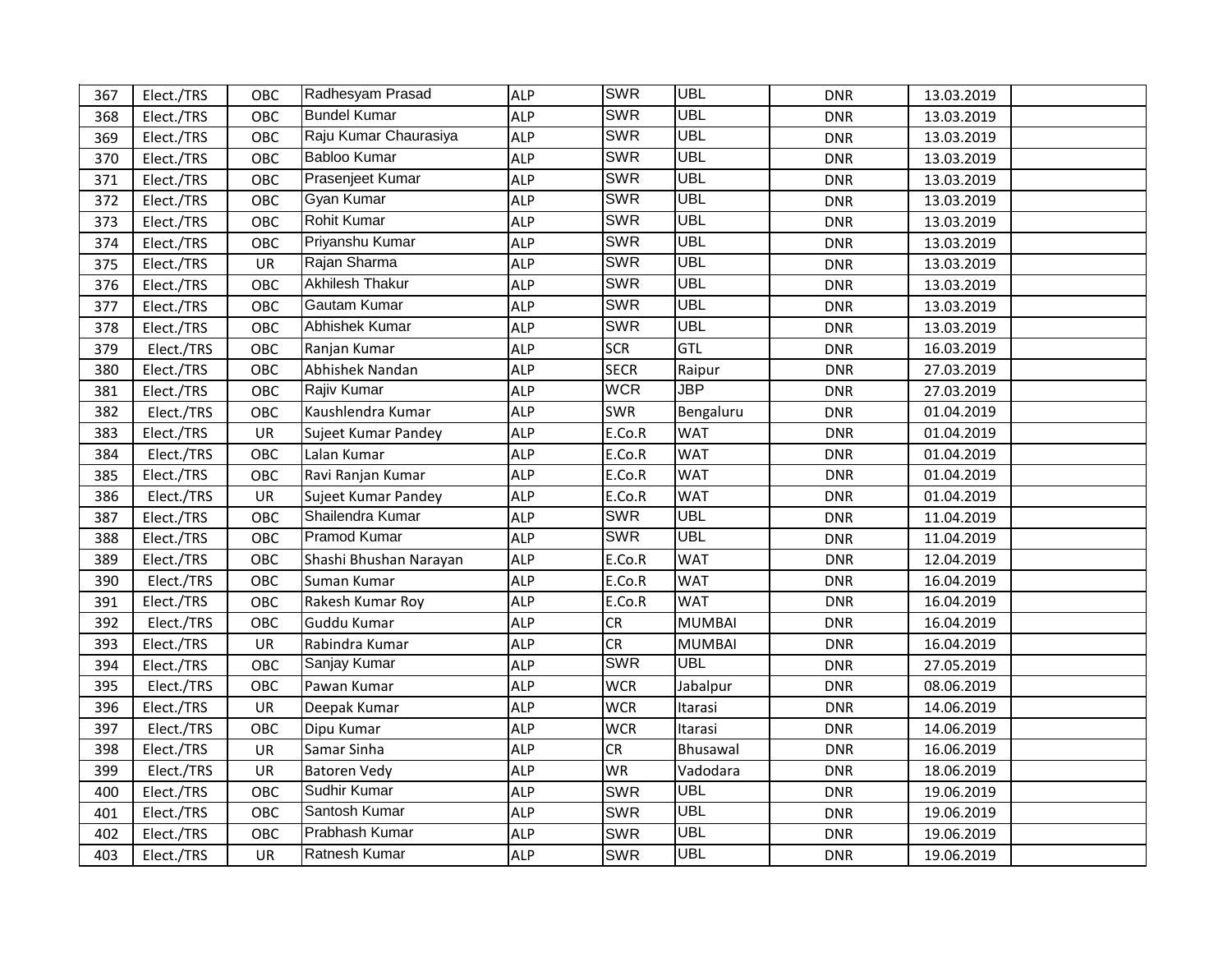| | | | | | | | | | |
|---|---|---|---|---|---|---|---|---|---|
| 367 | Elect./TRS | OBC | Radhesyam Prasad | ALP | SWR | UBL | DNR | 13.03.2019 | |
| 368 | Elect./TRS | OBC | Bundel Kumar | ALP | SWR | UBL | DNR | 13.03.2019 | |
| 369 | Elect./TRS | OBC | Raju Kumar Chaurasiya | ALP | SWR | UBL | DNR | 13.03.2019 | |
| 370 | Elect./TRS | OBC | Babloo Kumar | ALP | SWR | UBL | DNR | 13.03.2019 | |
| 371 | Elect./TRS | OBC | Prasenjeet Kumar | ALP | SWR | UBL | DNR | 13.03.2019 | |
| 372 | Elect./TRS | OBC | Gyan Kumar | ALP | SWR | UBL | DNR | 13.03.2019 | |
| 373 | Elect./TRS | OBC | Rohit Kumar | ALP | SWR | UBL | DNR | 13.03.2019 | |
| 374 | Elect./TRS | OBC | Priyanshu Kumar | ALP | SWR | UBL | DNR | 13.03.2019 | |
| 375 | Elect./TRS | UR | Rajan Sharma | ALP | SWR | UBL | DNR | 13.03.2019 | |
| 376 | Elect./TRS | OBC | Akhilesh Thakur | ALP | SWR | UBL | DNR | 13.03.2019 | |
| 377 | Elect./TRS | OBC | Gautam Kumar | ALP | SWR | UBL | DNR | 13.03.2019 | |
| 378 | Elect./TRS | OBC | Abhishek Kumar | ALP | SWR | UBL | DNR | 13.03.2019 | |
| 379 | Elect./TRS | OBC | Ranjan Kumar | ALP | SCR | GTL | DNR | 16.03.2019 | |
| 380 | Elect./TRS | OBC | Abhishek Nandan | ALP | SECR | Raipur | DNR | 27.03.2019 | |
| 381 | Elect./TRS | OBC | Rajiv Kumar | ALP | WCR | JBP | DNR | 27.03.2019 | |
| 382 | Elect./TRS | OBC | Kaushlendra Kumar | ALP | SWR | Bengaluru | DNR | 01.04.2019 | |
| 383 | Elect./TRS | UR | Sujeet Kumar Pandey | ALP | E.Co.R | WAT | DNR | 01.04.2019 | |
| 384 | Elect./TRS | OBC | Lalan Kumar | ALP | E.Co.R | WAT | DNR | 01.04.2019 | |
| 385 | Elect./TRS | OBC | Ravi Ranjan Kumar | ALP | E.Co.R | WAT | DNR | 01.04.2019 | |
| 386 | Elect./TRS | UR | Sujeet Kumar Pandey | ALP | E.Co.R | WAT | DNR | 01.04.2019 | |
| 387 | Elect./TRS | OBC | Shailendra Kumar | ALP | SWR | UBL | DNR | 11.04.2019 | |
| 388 | Elect./TRS | OBC | Pramod Kumar | ALP | SWR | UBL | DNR | 11.04.2019 | |
| 389 | Elect./TRS | OBC | Shashi Bhushan Narayan | ALP | E.Co.R | WAT | DNR | 12.04.2019 | |
| 390 | Elect./TRS | OBC | Suman Kumar | ALP | E.Co.R | WAT | DNR | 16.04.2019 | |
| 391 | Elect./TRS | OBC | Rakesh Kumar Roy | ALP | E.Co.R | WAT | DNR | 16.04.2019 | |
| 392 | Elect./TRS | OBC | Guddu Kumar | ALP | CR | MUMBAI | DNR | 16.04.2019 | |
| 393 | Elect./TRS | UR | Rabindra Kumar | ALP | CR | MUMBAI | DNR | 16.04.2019 | |
| 394 | Elect./TRS | OBC | Sanjay Kumar | ALP | SWR | UBL | DNR | 27.05.2019 | |
| 395 | Elect./TRS | OBC | Pawan Kumar | ALP | WCR | Jabalpur | DNR | 08.06.2019 | |
| 396 | Elect./TRS | UR | Deepak Kumar | ALP | WCR | Itarasi | DNR | 14.06.2019 | |
| 397 | Elect./TRS | OBC | Dipu Kumar | ALP | WCR | Itarasi | DNR | 14.06.2019 | |
| 398 | Elect./TRS | UR | Samar Sinha | ALP | CR | Bhusawal | DNR | 16.06.2019 | |
| 399 | Elect./TRS | UR | Batoren Vedy | ALP | WR | Vadodara | DNR | 18.06.2019 | |
| 400 | Elect./TRS | OBC | Sudhir Kumar | ALP | SWR | UBL | DNR | 19.06.2019 | |
| 401 | Elect./TRS | OBC | Santosh Kumar | ALP | SWR | UBL | DNR | 19.06.2019 | |
| 402 | Elect./TRS | OBC | Prabhash Kumar | ALP | SWR | UBL | DNR | 19.06.2019 | |
| 403 | Elect./TRS | UR | Ratnesh Kumar | ALP | SWR | UBL | DNR | 19.06.2019 | |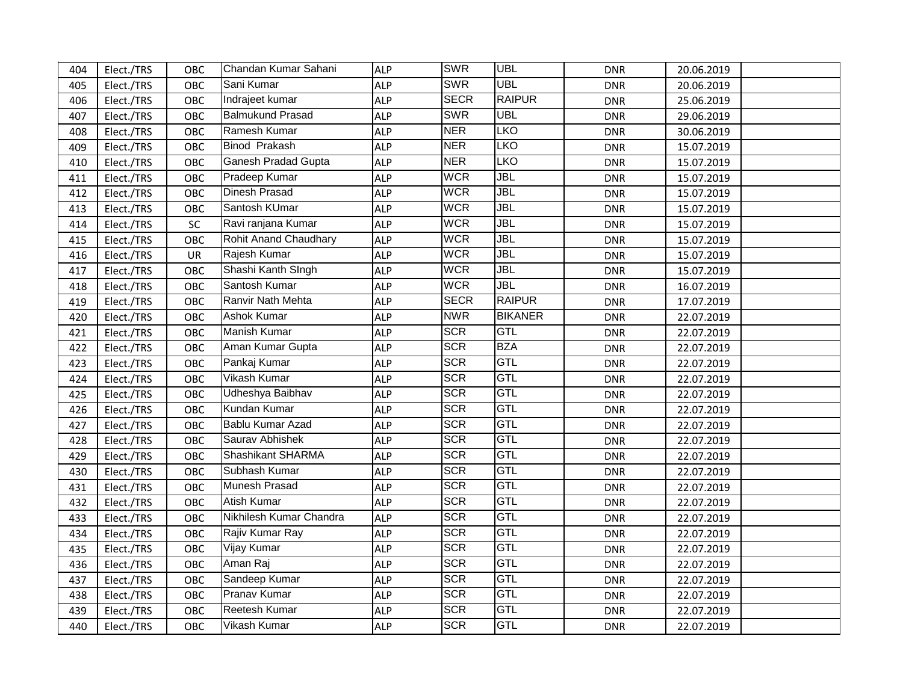| | | | | | | | | | |
|---|---|---|---|---|---|---|---|---|---|
| 404 | Elect./TRS | OBC | Chandan Kumar Sahani | ALP | SWR | UBL | DNR | 20.06.2019 | |
| 405 | Elect./TRS | OBC | Sani Kumar | ALP | SWR | UBL | DNR | 20.06.2019 | |
| 406 | Elect./TRS | OBC | Indrajeet kumar | ALP | SECR | RAIPUR | DNR | 25.06.2019 | |
| 407 | Elect./TRS | OBC | Balmukund Prasad | ALP | SWR | UBL | DNR | 29.06.2019 | |
| 408 | Elect./TRS | OBC | Ramesh Kumar | ALP | NER | LKO | DNR | 30.06.2019 | |
| 409 | Elect./TRS | OBC | Binod Prakash | ALP | NER | LKO | DNR | 15.07.2019 | |
| 410 | Elect./TRS | OBC | Ganesh Pradad Gupta | ALP | NER | LKO | DNR | 15.07.2019 | |
| 411 | Elect./TRS | OBC | Pradeep Kumar | ALP | WCR | JBL | DNR | 15.07.2019 | |
| 412 | Elect./TRS | OBC | Dinesh Prasad | ALP | WCR | JBL | DNR | 15.07.2019 | |
| 413 | Elect./TRS | OBC | Santosh KUmar | ALP | WCR | JBL | DNR | 15.07.2019 | |
| 414 | Elect./TRS | SC | Ravi ranjana Kumar | ALP | WCR | JBL | DNR | 15.07.2019 | |
| 415 | Elect./TRS | OBC | Rohit Anand Chaudhary | ALP | WCR | JBL | DNR | 15.07.2019 | |
| 416 | Elect./TRS | UR | Rajesh Kumar | ALP | WCR | JBL | DNR | 15.07.2019 | |
| 417 | Elect./TRS | OBC | Shashi Kanth SIngh | ALP | WCR | JBL | DNR | 15.07.2019 | |
| 418 | Elect./TRS | OBC | Santosh Kumar | ALP | WCR | JBL | DNR | 16.07.2019 | |
| 419 | Elect./TRS | OBC | Ranvir Nath Mehta | ALP | SECR | RAIPUR | DNR | 17.07.2019 | |
| 420 | Elect./TRS | OBC | Ashok Kumar | ALP | NWR | BIKANER | DNR | 22.07.2019 | |
| 421 | Elect./TRS | OBC | Manish Kumar | ALP | SCR | GTL | DNR | 22.07.2019 | |
| 422 | Elect./TRS | OBC | Aman Kumar Gupta | ALP | SCR | BZA | DNR | 22.07.2019 | |
| 423 | Elect./TRS | OBC | Pankaj Kumar | ALP | SCR | GTL | DNR | 22.07.2019 | |
| 424 | Elect./TRS | OBC | Vikash Kumar | ALP | SCR | GTL | DNR | 22.07.2019 | |
| 425 | Elect./TRS | OBC | Udheshya Baibhav | ALP | SCR | GTL | DNR | 22.07.2019 | |
| 426 | Elect./TRS | OBC | Kundan Kumar | ALP | SCR | GTL | DNR | 22.07.2019 | |
| 427 | Elect./TRS | OBC | Bablu Kumar Azad | ALP | SCR | GTL | DNR | 22.07.2019 | |
| 428 | Elect./TRS | OBC | Saurav Abhishek | ALP | SCR | GTL | DNR | 22.07.2019 | |
| 429 | Elect./TRS | OBC | Shashikant SHARMA | ALP | SCR | GTL | DNR | 22.07.2019 | |
| 430 | Elect./TRS | OBC | Subhash Kumar | ALP | SCR | GTL | DNR | 22.07.2019 | |
| 431 | Elect./TRS | OBC | Munesh Prasad | ALP | SCR | GTL | DNR | 22.07.2019 | |
| 432 | Elect./TRS | OBC | Atish Kumar | ALP | SCR | GTL | DNR | 22.07.2019 | |
| 433 | Elect./TRS | OBC | Nikhilesh Kumar Chandra | ALP | SCR | GTL | DNR | 22.07.2019 | |
| 434 | Elect./TRS | OBC | Rajiv Kumar Ray | ALP | SCR | GTL | DNR | 22.07.2019 | |
| 435 | Elect./TRS | OBC | Vijay Kumar | ALP | SCR | GTL | DNR | 22.07.2019 | |
| 436 | Elect./TRS | OBC | Aman Raj | ALP | SCR | GTL | DNR | 22.07.2019 | |
| 437 | Elect./TRS | OBC | Sandeep Kumar | ALP | SCR | GTL | DNR | 22.07.2019 | |
| 438 | Elect./TRS | OBC | Pranav Kumar | ALP | SCR | GTL | DNR | 22.07.2019 | |
| 439 | Elect./TRS | OBC | Reetesh Kumar | ALP | SCR | GTL | DNR | 22.07.2019 | |
| 440 | Elect./TRS | OBC | Vikash Kumar | ALP | SCR | GTL | DNR | 22.07.2019 | |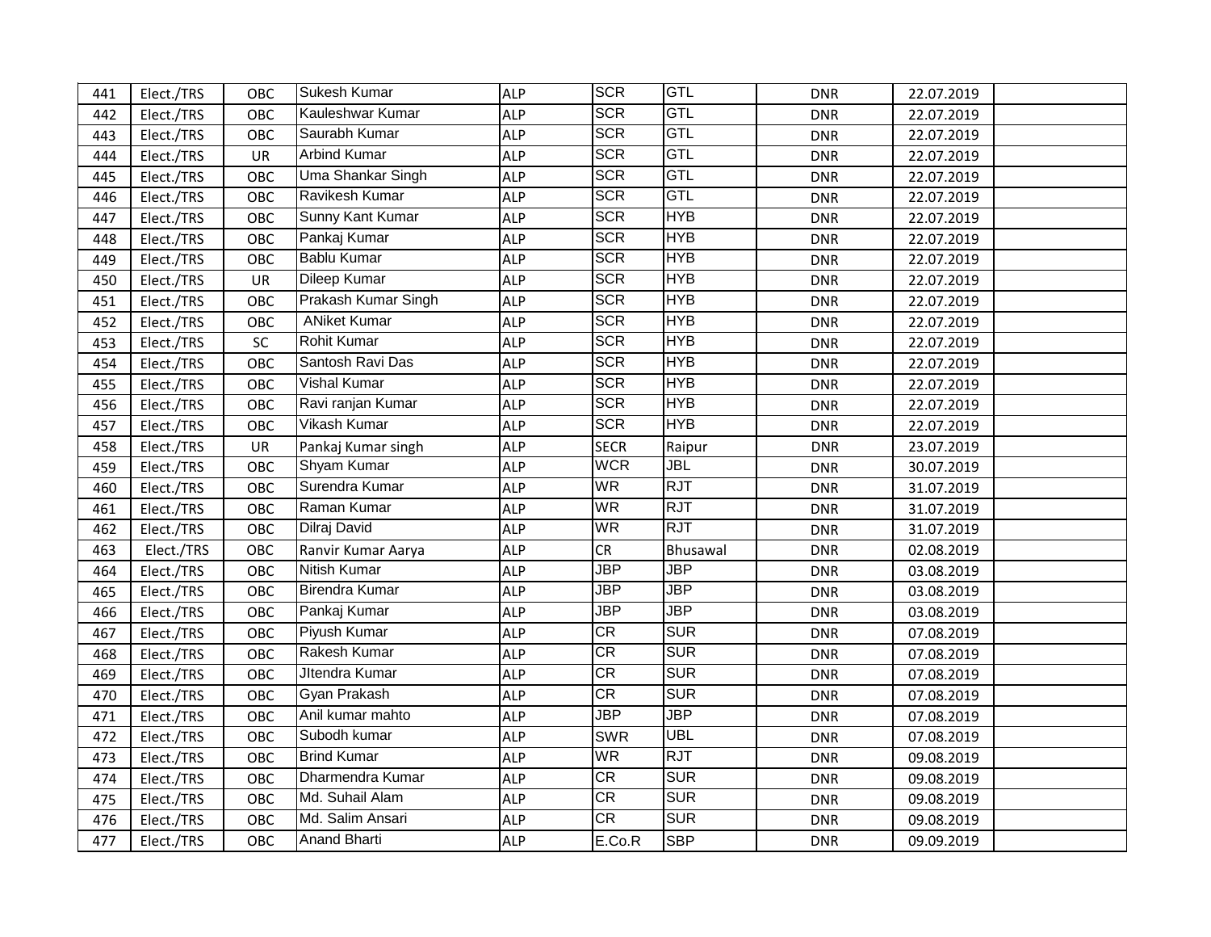| 441 | Elect./TRS | OBC | Sukesh Kumar | ALP | SCR | GTL | DNR | 22.07.2019 | |
|---|---|---|---|---|---|---|---|---|---|
| 442 | Elect./TRS | OBC | Kauleshwar Kumar | ALP | SCR | GTL | DNR | 22.07.2019 | |
| 443 | Elect./TRS | OBC | Saurabh Kumar | ALP | SCR | GTL | DNR | 22.07.2019 | |
| 444 | Elect./TRS | UR | Arbind Kumar | ALP | SCR | GTL | DNR | 22.07.2019 | |
| 445 | Elect./TRS | OBC | Uma Shankar Singh | ALP | SCR | GTL | DNR | 22.07.2019 | |
| 446 | Elect./TRS | OBC | Ravikesh Kumar | ALP | SCR | GTL | DNR | 22.07.2019 | |
| 447 | Elect./TRS | OBC | Sunny Kant Kumar | ALP | SCR | HYB | DNR | 22.07.2019 | |
| 448 | Elect./TRS | OBC | Pankaj Kumar | ALP | SCR | HYB | DNR | 22.07.2019 | |
| 449 | Elect./TRS | OBC | Bablu Kumar | ALP | SCR | HYB | DNR | 22.07.2019 | |
| 450 | Elect./TRS | UR | Dileep Kumar | ALP | SCR | HYB | DNR | 22.07.2019 | |
| 451 | Elect./TRS | OBC | Prakash Kumar Singh | ALP | SCR | HYB | DNR | 22.07.2019 | |
| 452 | Elect./TRS | OBC | ANiket Kumar | ALP | SCR | HYB | DNR | 22.07.2019 | |
| 453 | Elect./TRS | SC | Rohit Kumar | ALP | SCR | HYB | DNR | 22.07.2019 | |
| 454 | Elect./TRS | OBC | Santosh Ravi Das | ALP | SCR | HYB | DNR | 22.07.2019 | |
| 455 | Elect./TRS | OBC | Vishal Kumar | ALP | SCR | HYB | DNR | 22.07.2019 | |
| 456 | Elect./TRS | OBC | Ravi ranjan Kumar | ALP | SCR | HYB | DNR | 22.07.2019 | |
| 457 | Elect./TRS | OBC | Vikash Kumar | ALP | SCR | HYB | DNR | 22.07.2019 | |
| 458 | Elect./TRS | UR | Pankaj Kumar singh | ALP | SECR | Raipur | DNR | 23.07.2019 | |
| 459 | Elect./TRS | OBC | Shyam Kumar | ALP | WCR | JBL | DNR | 30.07.2019 | |
| 460 | Elect./TRS | OBC | Surendra Kumar | ALP | WR | RJT | DNR | 31.07.2019 | |
| 461 | Elect./TRS | OBC | Raman Kumar | ALP | WR | RJT | DNR | 31.07.2019 | |
| 462 | Elect./TRS | OBC | Dilraj David | ALP | WR | RJT | DNR | 31.07.2019 | |
| 463 | Elect./TRS | OBC | Ranvir Kumar Aarya | ALP | CR | Bhusawal | DNR | 02.08.2019 | |
| 464 | Elect./TRS | OBC | Nitish Kumar | ALP | JBP | JBP | DNR | 03.08.2019 | |
| 465 | Elect./TRS | OBC | Birendra Kumar | ALP | JBP | JBP | DNR | 03.08.2019 | |
| 466 | Elect./TRS | OBC | Pankaj Kumar | ALP | JBP | JBP | DNR | 03.08.2019 | |
| 467 | Elect./TRS | OBC | Piyush Kumar | ALP | CR | SUR | DNR | 07.08.2019 | |
| 468 | Elect./TRS | OBC | Rakesh Kumar | ALP | CR | SUR | DNR | 07.08.2019 | |
| 469 | Elect./TRS | OBC | JItendra Kumar | ALP | CR | SUR | DNR | 07.08.2019 | |
| 470 | Elect./TRS | OBC | Gyan Prakash | ALP | CR | SUR | DNR | 07.08.2019 | |
| 471 | Elect./TRS | OBC | Anil kumar mahto | ALP | JBP | JBP | DNR | 07.08.2019 | |
| 472 | Elect./TRS | OBC | Subodh kumar | ALP | SWR | UBL | DNR | 07.08.2019 | |
| 473 | Elect./TRS | OBC | Brind Kumar | ALP | WR | RJT | DNR | 09.08.2019 | |
| 474 | Elect./TRS | OBC | Dharmendra Kumar | ALP | CR | SUR | DNR | 09.08.2019 | |
| 475 | Elect./TRS | OBC | Md. Suhail Alam | ALP | CR | SUR | DNR | 09.08.2019 | |
| 476 | Elect./TRS | OBC | Md. Salim Ansari | ALP | CR | SUR | DNR | 09.08.2019 | |
| 477 | Elect./TRS | OBC | Anand Bharti | ALP | E.Co.R | SBP | DNR | 09.09.2019 | |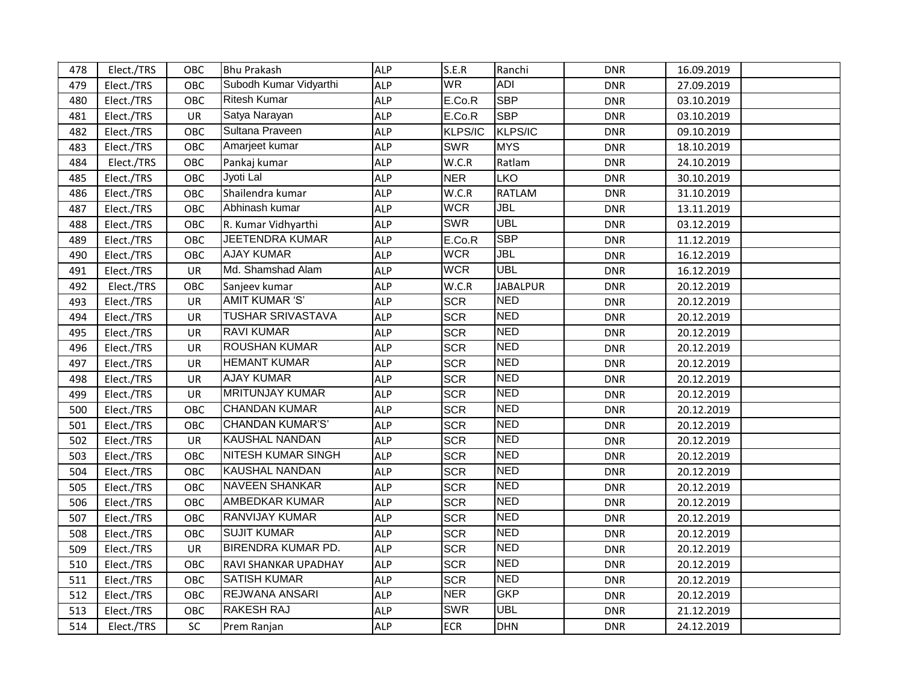| 478 | Elect./TRS | OBC | Bhu Prakash | ALP | S.E.R | Ranchi | DNR | 16.09.2019 | |
|---|---|---|---|---|---|---|---|---|---|
| 479 | Elect./TRS | OBC | Subodh Kumar Vidyarthi | ALP | WR | ADI | DNR | 27.09.2019 | |
| 480 | Elect./TRS | OBC | Ritesh Kumar | ALP | E.Co.R | SBP | DNR | 03.10.2019 | |
| 481 | Elect./TRS | UR | Satya Narayan | ALP | E.Co.R | SBP | DNR | 03.10.2019 | |
| 482 | Elect./TRS | OBC | Sultana Praveen | ALP | KLPS/IC | KLPS/IC | DNR | 09.10.2019 | |
| 483 | Elect./TRS | OBC | Amarjeet kumar | ALP | SWR | MYS | DNR | 18.10.2019 | |
| 484 | Elect./TRS | OBC | Pankaj kumar | ALP | W.C.R | Ratlam | DNR | 24.10.2019 | |
| 485 | Elect./TRS | OBC | Jyoti Lal | ALP | NER | LKO | DNR | 30.10.2019 | |
| 486 | Elect./TRS | OBC | Shailendra kumar | ALP | W.C.R | RATLAM | DNR | 31.10.2019 | |
| 487 | Elect./TRS | OBC | Abhinash kumar | ALP | WCR | JBL | DNR | 13.11.2019 | |
| 488 | Elect./TRS | OBC | R. Kumar Vidhyarthi | ALP | SWR | UBL | DNR | 03.12.2019 | |
| 489 | Elect./TRS | OBC | JEETENDRA KUMAR | ALP | E.Co.R | SBP | DNR | 11.12.2019 | |
| 490 | Elect./TRS | OBC | AJAY KUMAR | ALP | WCR | JBL | DNR | 16.12.2019 | |
| 491 | Elect./TRS | UR | Md. Shamshad Alam | ALP | WCR | UBL | DNR | 16.12.2019 | |
| 492 | Elect./TRS | OBC | Sanjeev kumar | ALP | W.C.R | JABALPUR | DNR | 20.12.2019 | |
| 493 | Elect./TRS | UR | AMIT KUMAR 'S' | ALP | SCR | NED | DNR | 20.12.2019 | |
| 494 | Elect./TRS | UR | TUSHAR SRIVASTAVA | ALP | SCR | NED | DNR | 20.12.2019 | |
| 495 | Elect./TRS | UR | RAVI KUMAR | ALP | SCR | NED | DNR | 20.12.2019 | |
| 496 | Elect./TRS | UR | ROUSHAN KUMAR | ALP | SCR | NED | DNR | 20.12.2019 | |
| 497 | Elect./TRS | UR | HEMANT KUMAR | ALP | SCR | NED | DNR | 20.12.2019 | |
| 498 | Elect./TRS | UR | AJAY KUMAR | ALP | SCR | NED | DNR | 20.12.2019 | |
| 499 | Elect./TRS | UR | MRITUNJAY KUMAR | ALP | SCR | NED | DNR | 20.12.2019 | |
| 500 | Elect./TRS | OBC | CHANDAN KUMAR | ALP | SCR | NED | DNR | 20.12.2019 | |
| 501 | Elect./TRS | OBC | CHANDAN KUMAR'S' | ALP | SCR | NED | DNR | 20.12.2019 | |
| 502 | Elect./TRS | UR | KAUSHAL NANDAN | ALP | SCR | NED | DNR | 20.12.2019 | |
| 503 | Elect./TRS | OBC | NITESH KUMAR SINGH | ALP | SCR | NED | DNR | 20.12.2019 | |
| 504 | Elect./TRS | OBC | KAUSHAL NANDAN | ALP | SCR | NED | DNR | 20.12.2019 | |
| 505 | Elect./TRS | OBC | NAVEEN SHANKAR | ALP | SCR | NED | DNR | 20.12.2019 | |
| 506 | Elect./TRS | OBC | AMBEDKAR KUMAR | ALP | SCR | NED | DNR | 20.12.2019 | |
| 507 | Elect./TRS | OBC | RANVIJAY KUMAR | ALP | SCR | NED | DNR | 20.12.2019 | |
| 508 | Elect./TRS | OBC | SUJIT KUMAR | ALP | SCR | NED | DNR | 20.12.2019 | |
| 509 | Elect./TRS | UR | BIRENDRA KUMAR PD. | ALP | SCR | NED | DNR | 20.12.2019 | |
| 510 | Elect./TRS | OBC | RAVI SHANKAR UPADHAY | ALP | SCR | NED | DNR | 20.12.2019 | |
| 511 | Elect./TRS | OBC | SATISH KUMAR | ALP | SCR | NED | DNR | 20.12.2019 | |
| 512 | Elect./TRS | OBC | REJWANA ANSARI | ALP | NER | GKP | DNR | 20.12.2019 | |
| 513 | Elect./TRS | OBC | RAKESH RAJ | ALP | SWR | UBL | DNR | 21.12.2019 | |
| 514 | Elect./TRS | SC | Prem Ranjan | ALP | ECR | DHN | DNR | 24.12.2019 | |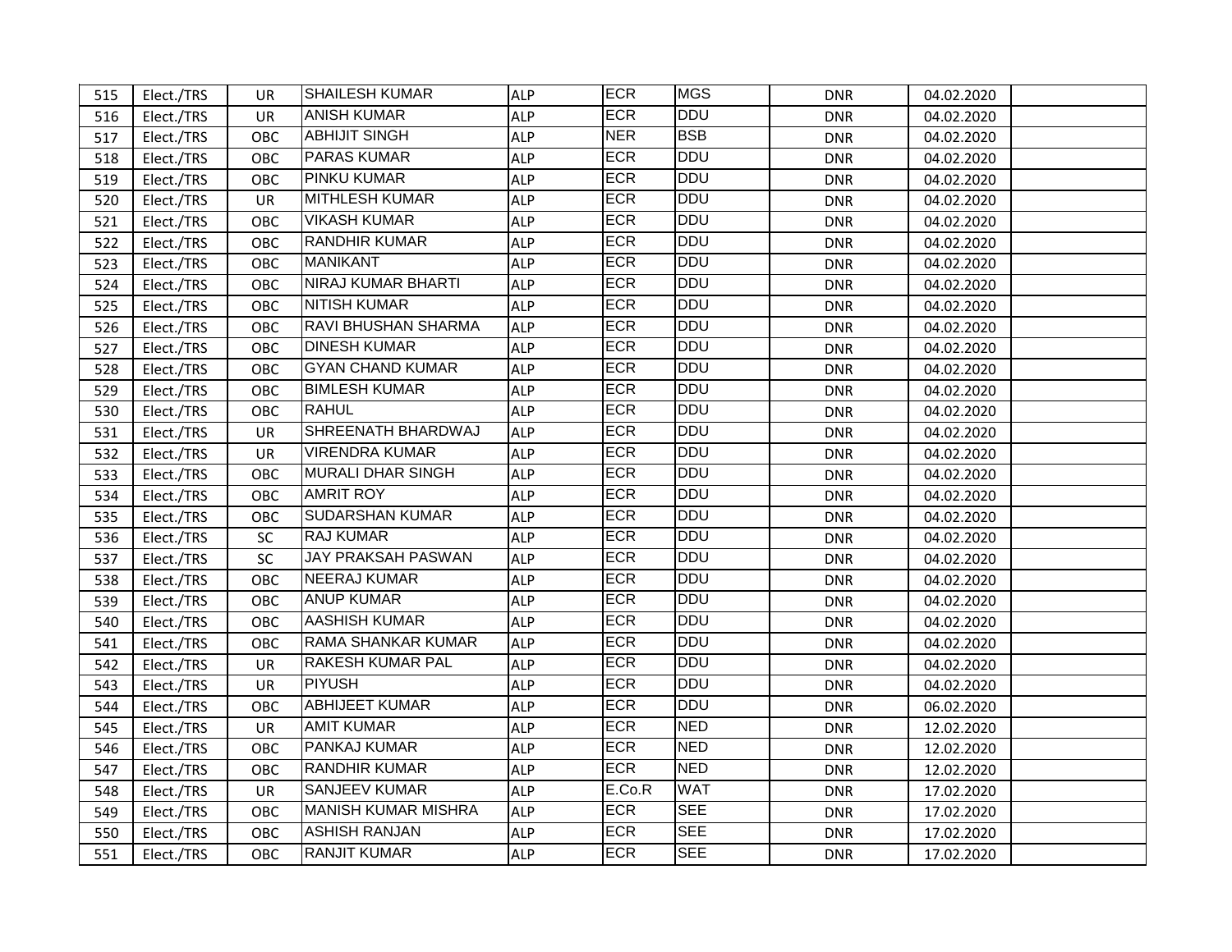| | | | | | | | | | |
|---|---|---|---|---|---|---|---|---|---|
| 515 | Elect./TRS | UR | SHAILESH KUMAR | ALP | ECR | MGS | DNR | 04.02.2020 | |
| 516 | Elect./TRS | UR | ANISH KUMAR | ALP | ECR | DDU | DNR | 04.02.2020 | |
| 517 | Elect./TRS | OBC | ABHIJIT SINGH | ALP | NER | BSB | DNR | 04.02.2020 | |
| 518 | Elect./TRS | OBC | PARAS KUMAR | ALP | ECR | DDU | DNR | 04.02.2020 | |
| 519 | Elect./TRS | OBC | PINKU KUMAR | ALP | ECR | DDU | DNR | 04.02.2020 | |
| 520 | Elect./TRS | UR | MITHLESH KUMAR | ALP | ECR | DDU | DNR | 04.02.2020 | |
| 521 | Elect./TRS | OBC | VIKASH KUMAR | ALP | ECR | DDU | DNR | 04.02.2020 | |
| 522 | Elect./TRS | OBC | RANDHIR KUMAR | ALP | ECR | DDU | DNR | 04.02.2020 | |
| 523 | Elect./TRS | OBC | MANIKANT | ALP | ECR | DDU | DNR | 04.02.2020 | |
| 524 | Elect./TRS | OBC | NIRAJ KUMAR BHARTI | ALP | ECR | DDU | DNR | 04.02.2020 | |
| 525 | Elect./TRS | OBC | NITISH KUMAR | ALP | ECR | DDU | DNR | 04.02.2020 | |
| 526 | Elect./TRS | OBC | RAVI BHUSHAN SHARMA | ALP | ECR | DDU | DNR | 04.02.2020 | |
| 527 | Elect./TRS | OBC | DINESH KUMAR | ALP | ECR | DDU | DNR | 04.02.2020 | |
| 528 | Elect./TRS | OBC | GYAN CHAND KUMAR | ALP | ECR | DDU | DNR | 04.02.2020 | |
| 529 | Elect./TRS | OBC | BIMLESH KUMAR | ALP | ECR | DDU | DNR | 04.02.2020 | |
| 530 | Elect./TRS | OBC | RAHUL | ALP | ECR | DDU | DNR | 04.02.2020 | |
| 531 | Elect./TRS | UR | SHREENATH BHARDWAJ | ALP | ECR | DDU | DNR | 04.02.2020 | |
| 532 | Elect./TRS | UR | VIRENDRA KUMAR | ALP | ECR | DDU | DNR | 04.02.2020 | |
| 533 | Elect./TRS | OBC | MURALI DHAR SINGH | ALP | ECR | DDU | DNR | 04.02.2020 | |
| 534 | Elect./TRS | OBC | AMRIT ROY | ALP | ECR | DDU | DNR | 04.02.2020 | |
| 535 | Elect./TRS | OBC | SUDARSHAN KUMAR | ALP | ECR | DDU | DNR | 04.02.2020 | |
| 536 | Elect./TRS | SC | RAJ KUMAR | ALP | ECR | DDU | DNR | 04.02.2020 | |
| 537 | Elect./TRS | SC | JAY PRAKSAH PASWAN | ALP | ECR | DDU | DNR | 04.02.2020 | |
| 538 | Elect./TRS | OBC | NEERAJ KUMAR | ALP | ECR | DDU | DNR | 04.02.2020 | |
| 539 | Elect./TRS | OBC | ANUP KUMAR | ALP | ECR | DDU | DNR | 04.02.2020 | |
| 540 | Elect./TRS | OBC | AASHISH KUMAR | ALP | ECR | DDU | DNR | 04.02.2020 | |
| 541 | Elect./TRS | OBC | RAMA SHANKAR KUMAR | ALP | ECR | DDU | DNR | 04.02.2020 | |
| 542 | Elect./TRS | UR | RAKESH KUMAR PAL | ALP | ECR | DDU | DNR | 04.02.2020 | |
| 543 | Elect./TRS | UR | PIYUSH | ALP | ECR | DDU | DNR | 04.02.2020 | |
| 544 | Elect./TRS | OBC | ABHIJEET KUMAR | ALP | ECR | DDU | DNR | 06.02.2020 | |
| 545 | Elect./TRS | UR | AMIT KUMAR | ALP | ECR | NED | DNR | 12.02.2020 | |
| 546 | Elect./TRS | OBC | PANKAJ KUMAR | ALP | ECR | NED | DNR | 12.02.2020 | |
| 547 | Elect./TRS | OBC | RANDHIR KUMAR | ALP | ECR | NED | DNR | 12.02.2020 | |
| 548 | Elect./TRS | UR | SANJEEV KUMAR | ALP | E.Co.R | WAT | DNR | 17.02.2020 | |
| 549 | Elect./TRS | OBC | MANISH KUMAR MISHRA | ALP | ECR | SEE | DNR | 17.02.2020 | |
| 550 | Elect./TRS | OBC | ASHISH RANJAN | ALP | ECR | SEE | DNR | 17.02.2020 | |
| 551 | Elect./TRS | OBC | RANJIT KUMAR | ALP | ECR | SEE | DNR | 17.02.2020 | |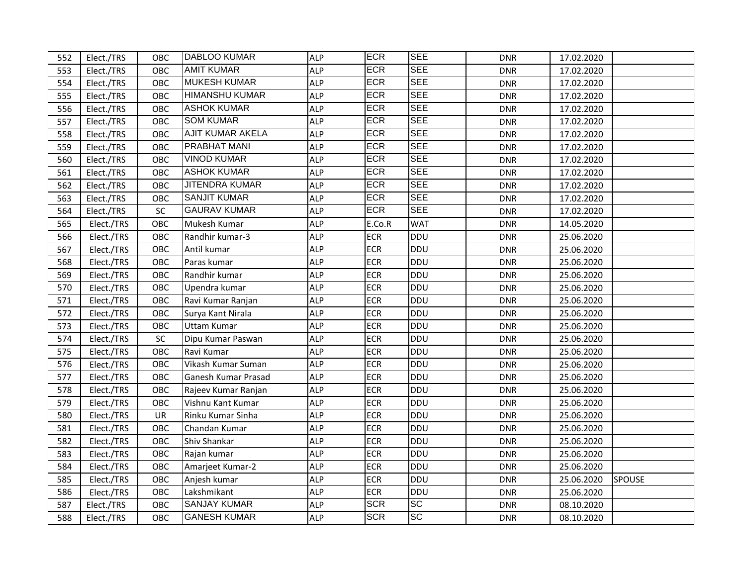| | | | | | | | | | |
|---|---|---|---|---|---|---|---|---|---|
| 552 | Elect./TRS | OBC | DABLOO KUMAR | ALP | ECR | SEE | DNR | 17.02.2020 | |
| 553 | Elect./TRS | OBC | AMIT KUMAR | ALP | ECR | SEE | DNR | 17.02.2020 | |
| 554 | Elect./TRS | OBC | MUKESH KUMAR | ALP | ECR | SEE | DNR | 17.02.2020 | |
| 555 | Elect./TRS | OBC | HIMANSHU KUMAR | ALP | ECR | SEE | DNR | 17.02.2020 | |
| 556 | Elect./TRS | OBC | ASHOK KUMAR | ALP | ECR | SEE | DNR | 17.02.2020 | |
| 557 | Elect./TRS | OBC | SOM KUMAR | ALP | ECR | SEE | DNR | 17.02.2020 | |
| 558 | Elect./TRS | OBC | AJIT KUMAR AKELA | ALP | ECR | SEE | DNR | 17.02.2020 | |
| 559 | Elect./TRS | OBC | PRABHAT MANI | ALP | ECR | SEE | DNR | 17.02.2020 | |
| 560 | Elect./TRS | OBC | VINOD KUMAR | ALP | ECR | SEE | DNR | 17.02.2020 | |
| 561 | Elect./TRS | OBC | ASHOK KUMAR | ALP | ECR | SEE | DNR | 17.02.2020 | |
| 562 | Elect./TRS | OBC | JITENDRA KUMAR | ALP | ECR | SEE | DNR | 17.02.2020 | |
| 563 | Elect./TRS | OBC | SANJIT KUMAR | ALP | ECR | SEE | DNR | 17.02.2020 | |
| 564 | Elect./TRS | SC | GAURAV KUMAR | ALP | ECR | SEE | DNR | 17.02.2020 | |
| 565 | Elect./TRS | OBC | Mukesh Kumar | ALP | E.Co.R | WAT | DNR | 14.05.2020 | |
| 566 | Elect./TRS | OBC | Randhir kumar-3 | ALP | ECR | DDU | DNR | 25.06.2020 | |
| 567 | Elect./TRS | OBC | Antil kumar | ALP | ECR | DDU | DNR | 25.06.2020 | |
| 568 | Elect./TRS | OBC | Paras kumar | ALP | ECR | DDU | DNR | 25.06.2020 | |
| 569 | Elect./TRS | OBC | Randhir kumar | ALP | ECR | DDU | DNR | 25.06.2020 | |
| 570 | Elect./TRS | OBC | Upendra kumar | ALP | ECR | DDU | DNR | 25.06.2020 | |
| 571 | Elect./TRS | OBC | Ravi Kumar Ranjan | ALP | ECR | DDU | DNR | 25.06.2020 | |
| 572 | Elect./TRS | OBC | Surya Kant Nirala | ALP | ECR | DDU | DNR | 25.06.2020 | |
| 573 | Elect./TRS | OBC | Uttam Kumar | ALP | ECR | DDU | DNR | 25.06.2020 | |
| 574 | Elect./TRS | SC | Dipu Kumar Paswan | ALP | ECR | DDU | DNR | 25.06.2020 | |
| 575 | Elect./TRS | OBC | Ravi Kumar | ALP | ECR | DDU | DNR | 25.06.2020 | |
| 576 | Elect./TRS | OBC | Vikash Kumar Suman | ALP | ECR | DDU | DNR | 25.06.2020 | |
| 577 | Elect./TRS | OBC | Ganesh Kumar Prasad | ALP | ECR | DDU | DNR | 25.06.2020 | |
| 578 | Elect./TRS | OBC | Rajeev Kumar Ranjan | ALP | ECR | DDU | DNR | 25.06.2020 | |
| 579 | Elect./TRS | OBC | Vishnu Kant Kumar | ALP | ECR | DDU | DNR | 25.06.2020 | |
| 580 | Elect./TRS | UR | Rinku Kumar Sinha | ALP | ECR | DDU | DNR | 25.06.2020 | |
| 581 | Elect./TRS | OBC | Chandan Kumar | ALP | ECR | DDU | DNR | 25.06.2020 | |
| 582 | Elect./TRS | OBC | Shiv Shankar | ALP | ECR | DDU | DNR | 25.06.2020 | |
| 583 | Elect./TRS | OBC | Rajan kumar | ALP | ECR | DDU | DNR | 25.06.2020 | |
| 584 | Elect./TRS | OBC | Amarjeet Kumar-2 | ALP | ECR | DDU | DNR | 25.06.2020 | |
| 585 | Elect./TRS | OBC | Anjesh kumar | ALP | ECR | DDU | DNR | 25.06.2020 | SPOUSE |
| 586 | Elect./TRS | OBC | Lakshmikant | ALP | ECR | DDU | DNR | 25.06.2020 | |
| 587 | Elect./TRS | OBC | SANJAY KUMAR | ALP | SCR | SC | DNR | 08.10.2020 | |
| 588 | Elect./TRS | OBC | GANESH KUMAR | ALP | SCR | SC | DNR | 08.10.2020 | |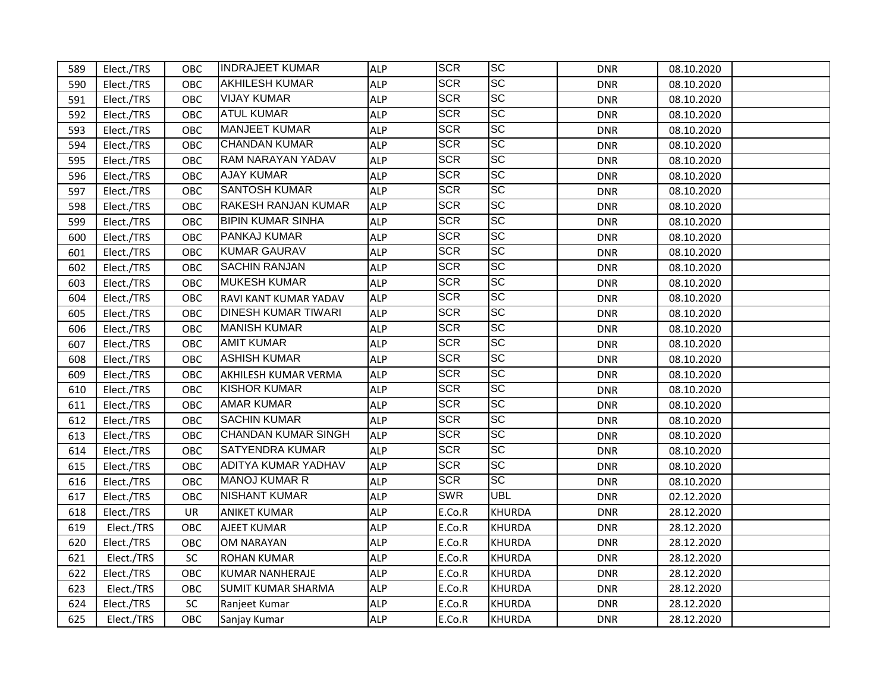| | | | | | | | | | |
|---|---|---|---|---|---|---|---|---|---|
| 589 | Elect./TRS | OBC | INDRAJEET KUMAR | ALP | SCR | SC | DNR | 08.10.2020 | |
| 590 | Elect./TRS | OBC | AKHILESH KUMAR | ALP | SCR | SC | DNR | 08.10.2020 | |
| 591 | Elect./TRS | OBC | VIJAY KUMAR | ALP | SCR | SC | DNR | 08.10.2020 | |
| 592 | Elect./TRS | OBC | ATUL KUMAR | ALP | SCR | SC | DNR | 08.10.2020 | |
| 593 | Elect./TRS | OBC | MANJEET KUMAR | ALP | SCR | SC | DNR | 08.10.2020 | |
| 594 | Elect./TRS | OBC | CHANDAN KUMAR | ALP | SCR | SC | DNR | 08.10.2020 | |
| 595 | Elect./TRS | OBC | RAM NARAYAN YADAV | ALP | SCR | SC | DNR | 08.10.2020 | |
| 596 | Elect./TRS | OBC | AJAY KUMAR | ALP | SCR | SC | DNR | 08.10.2020 | |
| 597 | Elect./TRS | OBC | SANTOSH KUMAR | ALP | SCR | SC | DNR | 08.10.2020 | |
| 598 | Elect./TRS | OBC | RAKESH RANJAN KUMAR | ALP | SCR | SC | DNR | 08.10.2020 | |
| 599 | Elect./TRS | OBC | BIPIN KUMAR SINHA | ALP | SCR | SC | DNR | 08.10.2020 | |
| 600 | Elect./TRS | OBC | PANKAJ KUMAR | ALP | SCR | SC | DNR | 08.10.2020 | |
| 601 | Elect./TRS | OBC | KUMAR GAURAV | ALP | SCR | SC | DNR | 08.10.2020 | |
| 602 | Elect./TRS | OBC | SACHIN RANJAN | ALP | SCR | SC | DNR | 08.10.2020 | |
| 603 | Elect./TRS | OBC | MUKESH KUMAR | ALP | SCR | SC | DNR | 08.10.2020 | |
| 604 | Elect./TRS | OBC | RAVI KANT KUMAR YADAV | ALP | SCR | SC | DNR | 08.10.2020 | |
| 605 | Elect./TRS | OBC | DINESH KUMAR TIWARI | ALP | SCR | SC | DNR | 08.10.2020 | |
| 606 | Elect./TRS | OBC | MANISH KUMAR | ALP | SCR | SC | DNR | 08.10.2020 | |
| 607 | Elect./TRS | OBC | AMIT KUMAR | ALP | SCR | SC | DNR | 08.10.2020 | |
| 608 | Elect./TRS | OBC | ASHISH KUMAR | ALP | SCR | SC | DNR | 08.10.2020 | |
| 609 | Elect./TRS | OBC | AKHILESH KUMAR VERMA | ALP | SCR | SC | DNR | 08.10.2020 | |
| 610 | Elect./TRS | OBC | KISHOR KUMAR | ALP | SCR | SC | DNR | 08.10.2020 | |
| 611 | Elect./TRS | OBC | AMAR KUMAR | ALP | SCR | SC | DNR | 08.10.2020 | |
| 612 | Elect./TRS | OBC | SACHIN KUMAR | ALP | SCR | SC | DNR | 08.10.2020 | |
| 613 | Elect./TRS | OBC | CHANDAN KUMAR SINGH | ALP | SCR | SC | DNR | 08.10.2020 | |
| 614 | Elect./TRS | OBC | SATYENDRA KUMAR | ALP | SCR | SC | DNR | 08.10.2020 | |
| 615 | Elect./TRS | OBC | ADITYA KUMAR YADHAV | ALP | SCR | SC | DNR | 08.10.2020 | |
| 616 | Elect./TRS | OBC | MANOJ KUMAR R | ALP | SCR | SC | DNR | 08.10.2020 | |
| 617 | Elect./TRS | OBC | NISHANT KUMAR | ALP | SWR | UBL | DNR | 02.12.2020 | |
| 618 | Elect./TRS | UR | ANIKET KUMAR | ALP | E.Co.R | KHURDA | DNR | 28.12.2020 | |
| 619 | Elect./TRS | OBC | AJEET KUMAR | ALP | E.Co.R | KHURDA | DNR | 28.12.2020 | |
| 620 | Elect./TRS | OBC | OM NARAYAN | ALP | E.Co.R | KHURDA | DNR | 28.12.2020 | |
| 621 | Elect./TRS | SC | ROHAN KUMAR | ALP | E.Co.R | KHURDA | DNR | 28.12.2020 | |
| 622 | Elect./TRS | OBC | KUMAR NANHERAJE | ALP | E.Co.R | KHURDA | DNR | 28.12.2020 | |
| 623 | Elect./TRS | OBC | SUMIT KUMAR SHARMA | ALP | E.Co.R | KHURDA | DNR | 28.12.2020 | |
| 624 | Elect./TRS | SC | Ranjeet Kumar | ALP | E.Co.R | KHURDA | DNR | 28.12.2020 | |
| 625 | Elect./TRS | OBC | Sanjay Kumar | ALP | E.Co.R | KHURDA | DNR | 28.12.2020 | |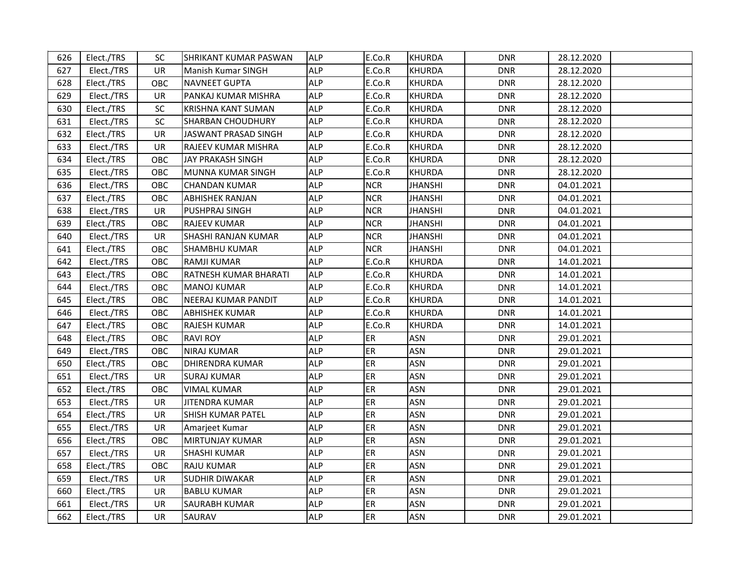| 626 | Elect./TRS | SC | SHRIKANT KUMAR PASWAN | ALP | E.Co.R | KHURDA | DNR | 28.12.2020 | |
|---|---|---|---|---|---|---|---|---|---|
| 627 | Elect./TRS | UR | Manish Kumar SINGH | ALP | E.Co.R | KHURDA | DNR | 28.12.2020 | |
| 628 | Elect./TRS | OBC | NAVNEET GUPTA | ALP | E.Co.R | KHURDA | DNR | 28.12.2020 | |
| 629 | Elect./TRS | UR | PANKAJ KUMAR MISHRA | ALP | E.Co.R | KHURDA | DNR | 28.12.2020 | |
| 630 | Elect./TRS | SC | KRISHNA KANT SUMAN | ALP | E.Co.R | KHURDA | DNR | 28.12.2020 | |
| 631 | Elect./TRS | SC | SHARBAN CHOUDHURY | ALP | E.Co.R | KHURDA | DNR | 28.12.2020 | |
| 632 | Elect./TRS | UR | JASWANT PRASAD SINGH | ALP | E.Co.R | KHURDA | DNR | 28.12.2020 | |
| 633 | Elect./TRS | UR | RAJEEV KUMAR MISHRA | ALP | E.Co.R | KHURDA | DNR | 28.12.2020 | |
| 634 | Elect./TRS | OBC | JAY PRAKASH SINGH | ALP | E.Co.R | KHURDA | DNR | 28.12.2020 | |
| 635 | Elect./TRS | OBC | MUNNA KUMAR SINGH | ALP | E.Co.R | KHURDA | DNR | 28.12.2020 | |
| 636 | Elect./TRS | OBC | CHANDAN KUMAR | ALP | NCR | JHANSHI | DNR | 04.01.2021 | |
| 637 | Elect./TRS | OBC | ABHISHEK RANJAN | ALP | NCR | JHANSHI | DNR | 04.01.2021 | |
| 638 | Elect./TRS | UR | PUSHPRAJ SINGH | ALP | NCR | JHANSHI | DNR | 04.01.2021 | |
| 639 | Elect./TRS | OBC | RAJEEV KUMAR | ALP | NCR | JHANSHI | DNR | 04.01.2021 | |
| 640 | Elect./TRS | UR | SHASHI RANJAN KUMAR | ALP | NCR | JHANSHI | DNR | 04.01.2021 | |
| 641 | Elect./TRS | OBC | SHAMBHU KUMAR | ALP | NCR | JHANSHI | DNR | 04.01.2021 | |
| 642 | Elect./TRS | OBC | RAMJI KUMAR | ALP | E.Co.R | KHURDA | DNR | 14.01.2021 | |
| 643 | Elect./TRS | OBC | RATNESH KUMAR BHARATI | ALP | E.Co.R | KHURDA | DNR | 14.01.2021 | |
| 644 | Elect./TRS | OBC | MANOJ KUMAR | ALP | E.Co.R | KHURDA | DNR | 14.01.2021 | |
| 645 | Elect./TRS | OBC | NEERAJ KUMAR PANDIT | ALP | E.Co.R | KHURDA | DNR | 14.01.2021 | |
| 646 | Elect./TRS | OBC | ABHISHEK KUMAR | ALP | E.Co.R | KHURDA | DNR | 14.01.2021 | |
| 647 | Elect./TRS | OBC | RAJESH KUMAR | ALP | E.Co.R | KHURDA | DNR | 14.01.2021 | |
| 648 | Elect./TRS | OBC | RAVI ROY | ALP | ER | ASN | DNR | 29.01.2021 | |
| 649 | Elect./TRS | OBC | NIRAJ KUMAR | ALP | ER | ASN | DNR | 29.01.2021 | |
| 650 | Elect./TRS | OBC | DHIRENDRA KUMAR | ALP | ER | ASN | DNR | 29.01.2021 | |
| 651 | Elect./TRS | UR | SURAJ KUMAR | ALP | ER | ASN | DNR | 29.01.2021 | |
| 652 | Elect./TRS | OBC | VIMAL KUMAR | ALP | ER | ASN | DNR | 29.01.2021 | |
| 653 | Elect./TRS | UR | JITENDRA KUMAR | ALP | ER | ASN | DNR | 29.01.2021 | |
| 654 | Elect./TRS | UR | SHISH KUMAR PATEL | ALP | ER | ASN | DNR | 29.01.2021 | |
| 655 | Elect./TRS | UR | Amarjeet Kumar | ALP | ER | ASN | DNR | 29.01.2021 | |
| 656 | Elect./TRS | OBC | MIRTUNJAY KUMAR | ALP | ER | ASN | DNR | 29.01.2021 | |
| 657 | Elect./TRS | UR | SHASHI KUMAR | ALP | ER | ASN | DNR | 29.01.2021 | |
| 658 | Elect./TRS | OBC | RAJU KUMAR | ALP | ER | ASN | DNR | 29.01.2021 | |
| 659 | Elect./TRS | UR | SUDHIR DIWAKAR | ALP | ER | ASN | DNR | 29.01.2021 | |
| 660 | Elect./TRS | UR | BABLU KUMAR | ALP | ER | ASN | DNR | 29.01.2021 | |
| 661 | Elect./TRS | UR | SAURABH KUMAR | ALP | ER | ASN | DNR | 29.01.2021 | |
| 662 | Elect./TRS | UR | SAURAV | ALP | ER | ASN | DNR | 29.01.2021 | |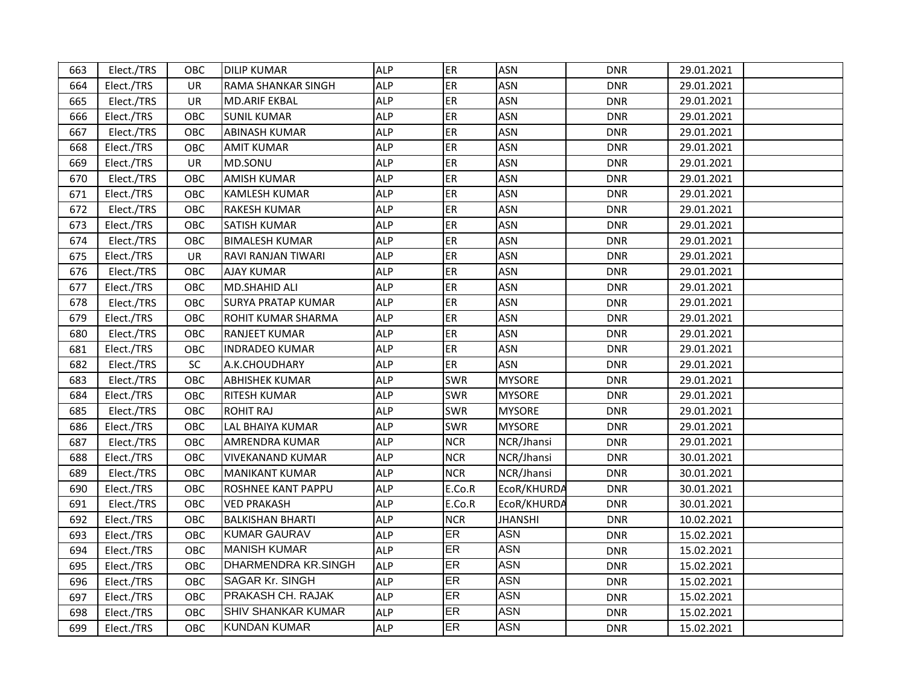| 663 | Elect./TRS | OBC | DILIP KUMAR | ALP | ER | ASN | DNR | 29.01.2021 | |
|---|---|---|---|---|---|---|---|---|---|
| 664 | Elect./TRS | UR | RAMA SHANKAR SINGH | ALP | ER | ASN | DNR | 29.01.2021 | |
| 665 | Elect./TRS | UR | MD.ARIF EKBAL | ALP | ER | ASN | DNR | 29.01.2021 | |
| 666 | Elect./TRS | OBC | SUNIL KUMAR | ALP | ER | ASN | DNR | 29.01.2021 | |
| 667 | Elect./TRS | OBC | ABINASH KUMAR | ALP | ER | ASN | DNR | 29.01.2021 | |
| 668 | Elect./TRS | OBC | AMIT KUMAR | ALP | ER | ASN | DNR | 29.01.2021 | |
| 669 | Elect./TRS | UR | MD.SONU | ALP | ER | ASN | DNR | 29.01.2021 | |
| 670 | Elect./TRS | OBC | AMISH KUMAR | ALP | ER | ASN | DNR | 29.01.2021 | |
| 671 | Elect./TRS | OBC | KAMLESH KUMAR | ALP | ER | ASN | DNR | 29.01.2021 | |
| 672 | Elect./TRS | OBC | RAKESH KUMAR | ALP | ER | ASN | DNR | 29.01.2021 | |
| 673 | Elect./TRS | OBC | SATISH KUMAR | ALP | ER | ASN | DNR | 29.01.2021 | |
| 674 | Elect./TRS | OBC | BIMALESH KUMAR | ALP | ER | ASN | DNR | 29.01.2021 | |
| 675 | Elect./TRS | UR | RAVI RANJAN TIWARI | ALP | ER | ASN | DNR | 29.01.2021 | |
| 676 | Elect./TRS | OBC | AJAY KUMAR | ALP | ER | ASN | DNR | 29.01.2021 | |
| 677 | Elect./TRS | OBC | MD.SHAHID ALI | ALP | ER | ASN | DNR | 29.01.2021 | |
| 678 | Elect./TRS | OBC | SURYA PRATAP KUMAR | ALP | ER | ASN | DNR | 29.01.2021 | |
| 679 | Elect./TRS | OBC | ROHIT KUMAR SHARMA | ALP | ER | ASN | DNR | 29.01.2021 | |
| 680 | Elect./TRS | OBC | RANJEET KUMAR | ALP | ER | ASN | DNR | 29.01.2021 | |
| 681 | Elect./TRS | OBC | INDRADEO KUMAR | ALP | ER | ASN | DNR | 29.01.2021 | |
| 682 | Elect./TRS | SC | A.K.CHOUDHARY | ALP | ER | ASN | DNR | 29.01.2021 | |
| 683 | Elect./TRS | OBC | ABHISHEK KUMAR | ALP | SWR | MYSORE | DNR | 29.01.2021 | |
| 684 | Elect./TRS | OBC | RITESH KUMAR | ALP | SWR | MYSORE | DNR | 29.01.2021 | |
| 685 | Elect./TRS | OBC | ROHIT RAJ | ALP | SWR | MYSORE | DNR | 29.01.2021 | |
| 686 | Elect./TRS | OBC | LAL BHAIYA KUMAR | ALP | SWR | MYSORE | DNR | 29.01.2021 | |
| 687 | Elect./TRS | OBC | AMRENDRA KUMAR | ALP | NCR | NCR/Jhansi | DNR | 29.01.2021 | |
| 688 | Elect./TRS | OBC | VIVEKANAND KUMAR | ALP | NCR | NCR/Jhansi | DNR | 30.01.2021 | |
| 689 | Elect./TRS | OBC | MANIKANT KUMAR | ALP | NCR | NCR/Jhansi | DNR | 30.01.2021 | |
| 690 | Elect./TRS | OBC | ROSHNEE KANT PAPPU | ALP | E.Co.R | EcoR/KHURDA | DNR | 30.01.2021 | |
| 691 | Elect./TRS | OBC | VED PRAKASH | ALP | E.Co.R | EcoR/KHURDA | DNR | 30.01.2021 | |
| 692 | Elect./TRS | OBC | BALKISHAN BHARTI | ALP | NCR | JHANSHI | DNR | 10.02.2021 | |
| 693 | Elect./TRS | OBC | KUMAR GAURAV | ALP | ER | ASN | DNR | 15.02.2021 | |
| 694 | Elect./TRS | OBC | MANISH KUMAR | ALP | ER | ASN | DNR | 15.02.2021 | |
| 695 | Elect./TRS | OBC | DHARMENDRA KR.SINGH | ALP | ER | ASN | DNR | 15.02.2021 | |
| 696 | Elect./TRS | OBC | SAGAR Kr. SINGH | ALP | ER | ASN | DNR | 15.02.2021 | |
| 697 | Elect./TRS | OBC | PRAKASH CH. RAJAK | ALP | ER | ASN | DNR | 15.02.2021 | |
| 698 | Elect./TRS | OBC | SHIV SHANKAR KUMAR | ALP | ER | ASN | DNR | 15.02.2021 | |
| 699 | Elect./TRS | OBC | KUNDAN KUMAR | ALP | ER | ASN | DNR | 15.02.2021 | |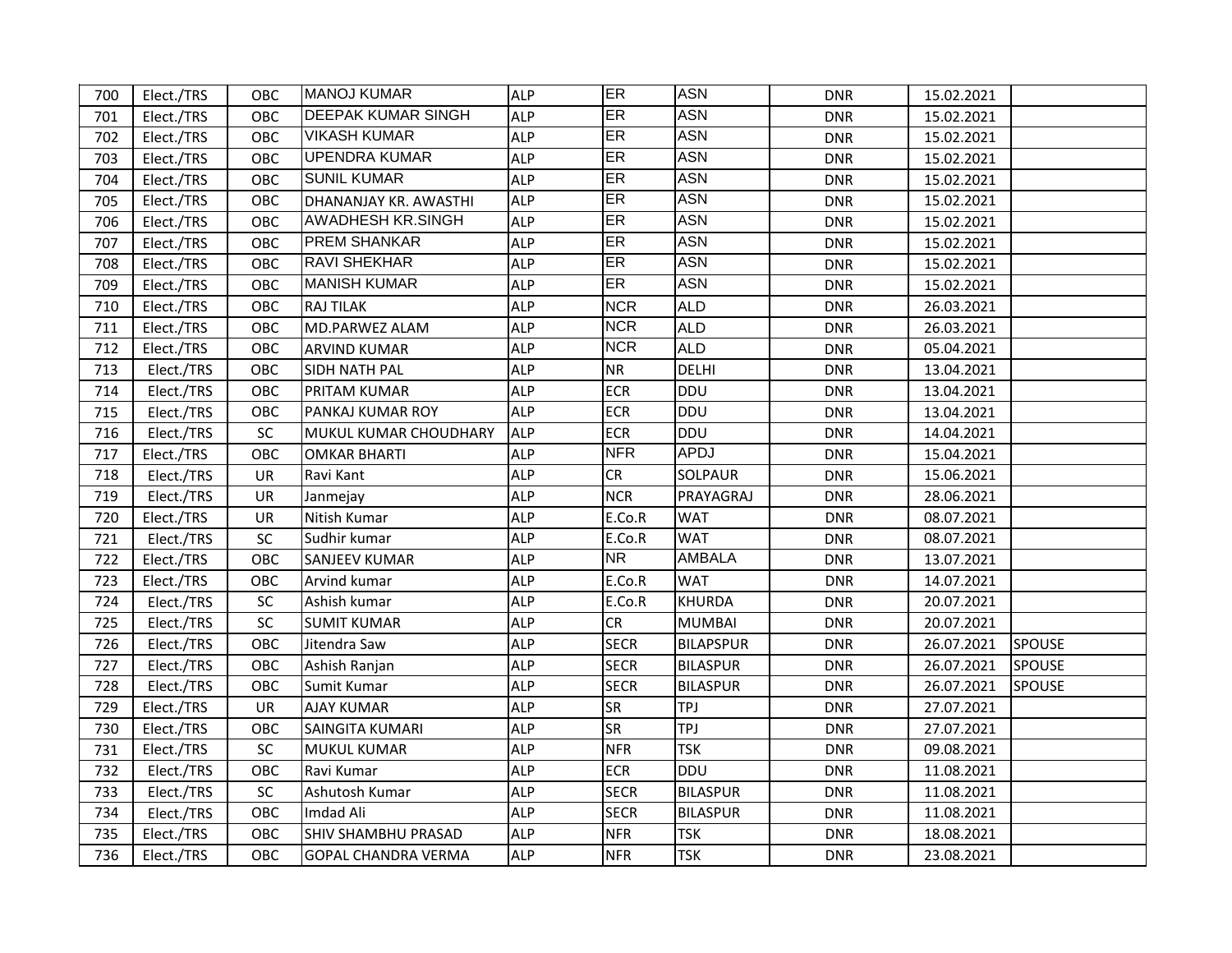| | | | | | | | | | |
|---|---|---|---|---|---|---|---|---|---|
| 700 | Elect./TRS | OBC | MANOJ KUMAR | ALP | ER | ASN | DNR | 15.02.2021 | |
| 701 | Elect./TRS | OBC | DEEPAK KUMAR SINGH | ALP | ER | ASN | DNR | 15.02.2021 | |
| 702 | Elect./TRS | OBC | VIKASH KUMAR | ALP | ER | ASN | DNR | 15.02.2021 | |
| 703 | Elect./TRS | OBC | UPENDRA KUMAR | ALP | ER | ASN | DNR | 15.02.2021 | |
| 704 | Elect./TRS | OBC | SUNIL KUMAR | ALP | ER | ASN | DNR | 15.02.2021 | |
| 705 | Elect./TRS | OBC | DHANANJAY KR. AWASTHI | ALP | ER | ASN | DNR | 15.02.2021 | |
| 706 | Elect./TRS | OBC | AWADHESH KR.SINGH | ALP | ER | ASN | DNR | 15.02.2021 | |
| 707 | Elect./TRS | OBC | PREM SHANKAR | ALP | ER | ASN | DNR | 15.02.2021 | |
| 708 | Elect./TRS | OBC | RAVI SHEKHAR | ALP | ER | ASN | DNR | 15.02.2021 | |
| 709 | Elect./TRS | OBC | MANISH KUMAR | ALP | ER | ASN | DNR | 15.02.2021 | |
| 710 | Elect./TRS | OBC | RAJ TILAK | ALP | NCR | ALD | DNR | 26.03.2021 | |
| 711 | Elect./TRS | OBC | MD.PARWEZ ALAM | ALP | NCR | ALD | DNR | 26.03.2021 | |
| 712 | Elect./TRS | OBC | ARVIND KUMAR | ALP | NCR | ALD | DNR | 05.04.2021 | |
| 713 | Elect./TRS | OBC | SIDH NATH PAL | ALP | NR | DELHI | DNR | 13.04.2021 | |
| 714 | Elect./TRS | OBC | PRITAM KUMAR | ALP | ECR | DDU | DNR | 13.04.2021 | |
| 715 | Elect./TRS | OBC | PANKAJ KUMAR ROY | ALP | ECR | DDU | DNR | 13.04.2021 | |
| 716 | Elect./TRS | SC | MUKUL KUMAR CHOUDHARY | ALP | ECR | DDU | DNR | 14.04.2021 | |
| 717 | Elect./TRS | OBC | OMKAR BHARTI | ALP | NFR | APDJ | DNR | 15.04.2021 | |
| 718 | Elect./TRS | UR | Ravi Kant | ALP | CR | SOLPAUR | DNR | 15.06.2021 | |
| 719 | Elect./TRS | UR | Janmejay | ALP | NCR | PRAYAGRAJ | DNR | 28.06.2021 | |
| 720 | Elect./TRS | UR | Nitish Kumar | ALP | E.Co.R | WAT | DNR | 08.07.2021 | |
| 721 | Elect./TRS | SC | Sudhir kumar | ALP | E.Co.R | WAT | DNR | 08.07.2021 | |
| 722 | Elect./TRS | OBC | SANJEEV KUMAR | ALP | NR | AMBALA | DNR | 13.07.2021 | |
| 723 | Elect./TRS | OBC | Arvind kumar | ALP | E.Co.R | WAT | DNR | 14.07.2021 | |
| 724 | Elect./TRS | SC | Ashish kumar | ALP | E.Co.R | KHURDA | DNR | 20.07.2021 | |
| 725 | Elect./TRS | SC | SUMIT KUMAR | ALP | CR | MUMBAI | DNR | 20.07.2021 | |
| 726 | Elect./TRS | OBC | Jitendra Saw | ALP | SECR | BILAPSPUR | DNR | 26.07.2021 | SPOUSE |
| 727 | Elect./TRS | OBC | Ashish Ranjan | ALP | SECR | BILASPUR | DNR | 26.07.2021 | SPOUSE |
| 728 | Elect./TRS | OBC | Sumit Kumar | ALP | SECR | BILASPUR | DNR | 26.07.2021 | SPOUSE |
| 729 | Elect./TRS | UR | AJAY KUMAR | ALP | SR | TPJ | DNR | 27.07.2021 | |
| 730 | Elect./TRS | OBC | SAINGITA KUMARI | ALP | SR | TPJ | DNR | 27.07.2021 | |
| 731 | Elect./TRS | SC | MUKUL KUMAR | ALP | NFR | TSK | DNR | 09.08.2021 | |
| 732 | Elect./TRS | OBC | Ravi Kumar | ALP | ECR | DDU | DNR | 11.08.2021 | |
| 733 | Elect./TRS | SC | Ashutosh Kumar | ALP | SECR | BILASPUR | DNR | 11.08.2021 | |
| 734 | Elect./TRS | OBC | Imdad Ali | ALP | SECR | BILASPUR | DNR | 11.08.2021 | |
| 735 | Elect./TRS | OBC | SHIV SHAMBHU PRASAD | ALP | NFR | TSK | DNR | 18.08.2021 | |
| 736 | Elect./TRS | OBC | GOPAL CHANDRA VERMA | ALP | NFR | TSK | DNR | 23.08.2021 | |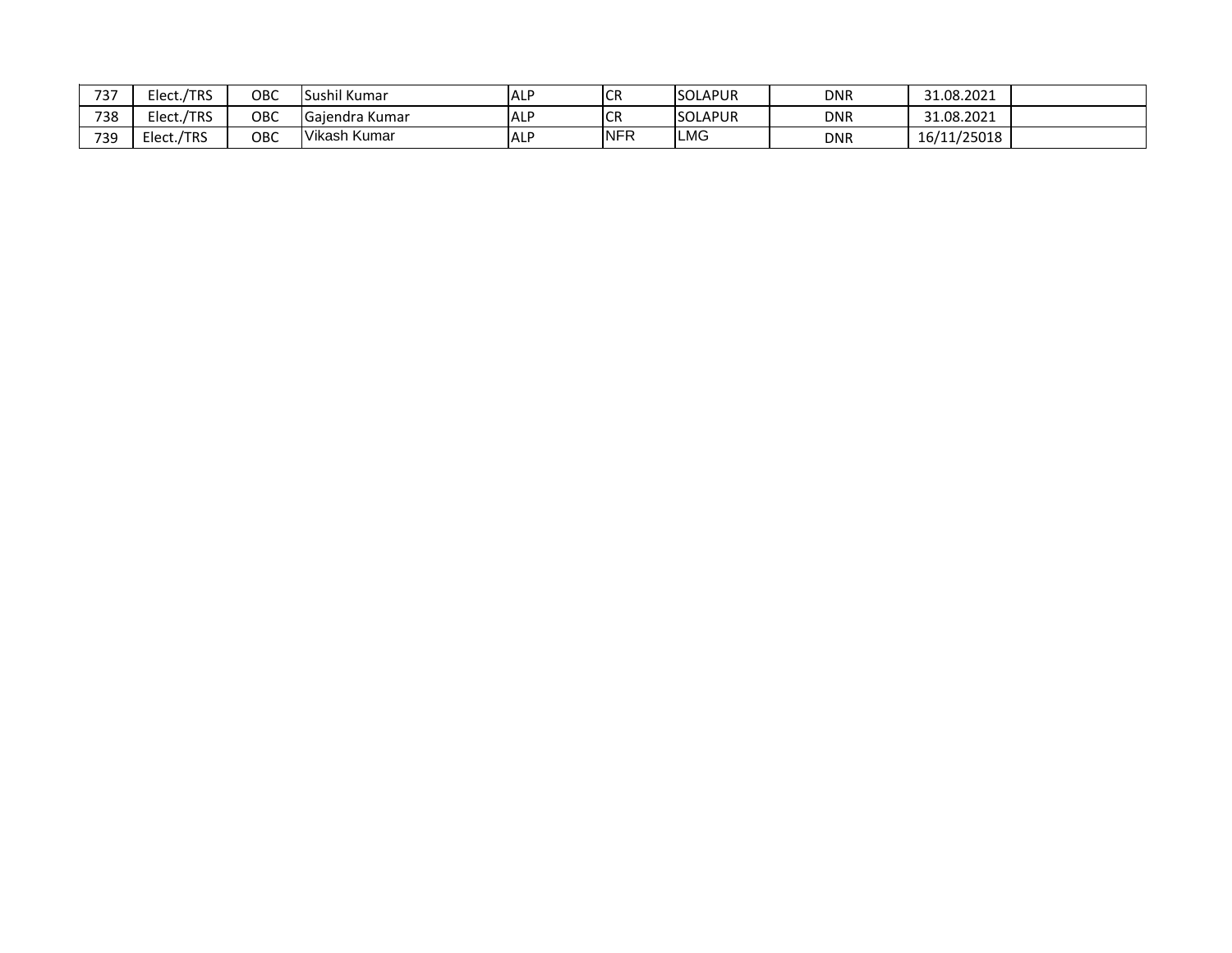| 737 | Elect./TRS | OBC | Sushil Kumar | ALP | CR | SOLAPUR | DNR | 31.08.2021 | |
|---|---|---|---|---|---|---|---|---|---|
| 738 | Elect./TRS | OBC | Gajendra Kumar | ALP | CR | SOLAPUR | DNR | 31.08.2021 | |
| 739 | Elect./TRS | OBC | Vikash Kumar | ALP | NFR | LMG | DNR | 16/11/25018 | |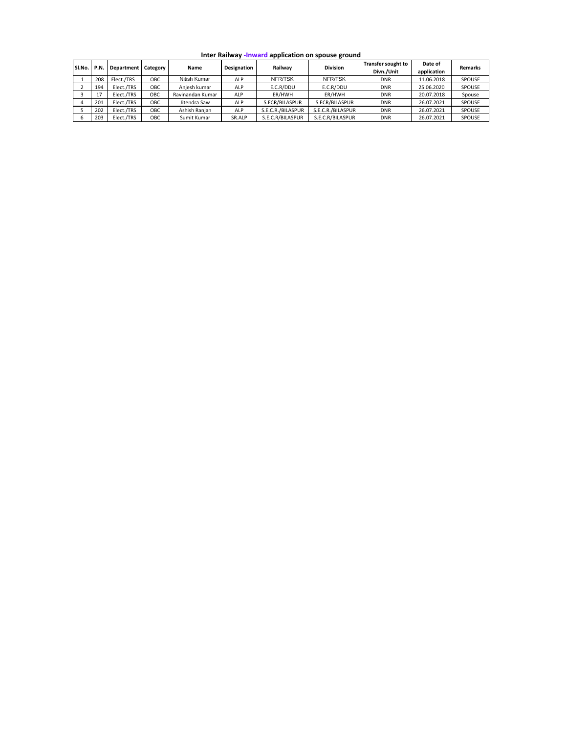**Inter Railway -Inward application on spouse ground**

| Sl.No. | P.N. | Department | Category | Name | Designation | Railway | Division | Transfer sought to Divn./Unit | Date of application | Remarks |
|---|---|---|---|---|---|---|---|---|---|---|
| 1 | 208 | Elect./TRS | OBC | Nitish Kumar | ALP | NFR/TSK | NFR/TSK | DNR | 11.06.2018 | SPOUSE |
| 2 | 194 | Elect./TRS | OBC | Anjesh kumar | ALP | E.C.R/DDU | E.C.R/DDU | DNR | 25.06.2020 | SPOUSE |
| 3 | 17 | Elect./TRS | OBC | Ravinandan Kumar | ALP | ER/HWH | ER/HWH | DNR | 20.07.2018 | Spouse |
| 4 | 201 | Elect./TRS | OBC | Jitendra Saw | ALP | S.ECR/BILASPUR | S.ECR/BILASPUR | DNR | 26.07.2021 | SPOUSE |
| 5 | 202 | Elect./TRS | OBC | Ashish Ranjan | ALP | S.E.C.R./BILASPUR | S.E.C.R./BILASPUR | DNR | 26.07.2021 | SPOUSE |
| 6 | 203 | Elect./TRS | OBC | Sumit Kumar | SR.ALP | S.E.C.R/BILASPUR | S.E.C.R/BILASPUR | DNR | 26.07.2021 | SPOUSE |